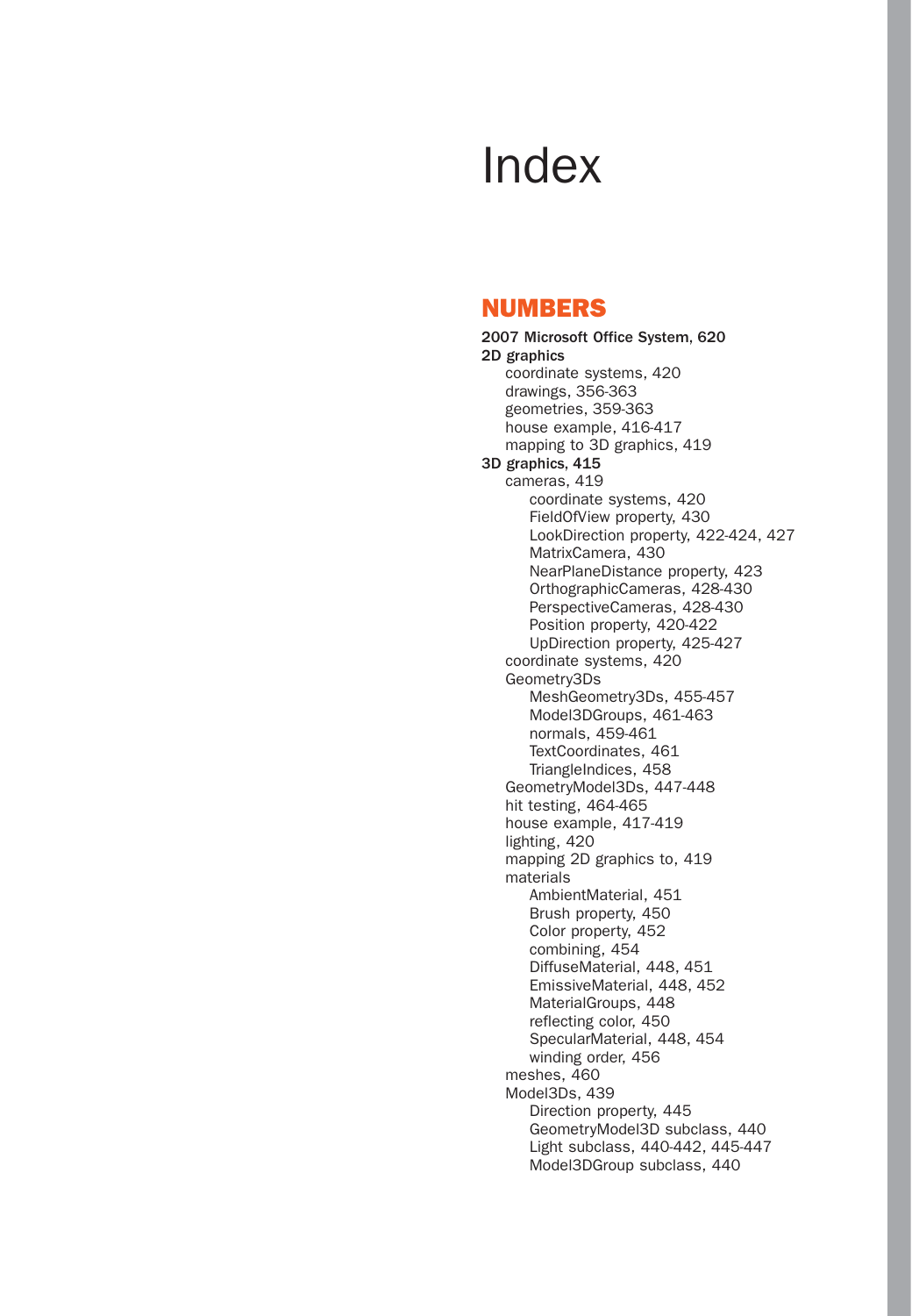# Index

## NUMBERS

**2007 Microsoft Office System, 620**
**2D graphics**
- coordinate systems, 420
- drawings, 356-363
- geometries, 359-363
- house example, 416-417
- mapping to 3D graphics, 419

**3D graphics, 415**
- cameras, 419
  - coordinate systems, 420
  - FieldOfView property, 430
  - LookDirection property, 422-424, 427
  - MatrixCamera, 430
  - NearPlaneDistance property, 423
  - OrthographicCameras, 428-430
  - PerspectiveCameras, 428-430
  - Position property, 420-422
  - UpDirection property, 425-427
- coordinate systems, 420
- Geometry3Ds
  - MeshGeometry3Ds, 455-457
  - Model3DGroups, 461-463
  - normals, 459-461
  - TextCoordinates, 461
  - TriangleIndices, 458
- GeometryModel3Ds, 447-448
- hit testing, 464-465
- house example, 417-419
- lighting, 420
- mapping 2D graphics to, 419
- materials
  - AmbientMaterial, 451
  - Brush property, 450
  - Color property, 452
  - combining, 454
  - DiffuseMaterial, 448, 451
  - EmissiveMaterial, 448, 452
  - MaterialGroups, 448
  - reflecting color, 450
  - SpecularMaterial, 448, 454
  - winding order, 456
- meshes, 460
- Model3Ds, 439
  - Direction property, 445
  - GeometryModel3D subclass, 440
  - Light subclass, 440-442, 445-447
  - Model3DGroup subclass, 440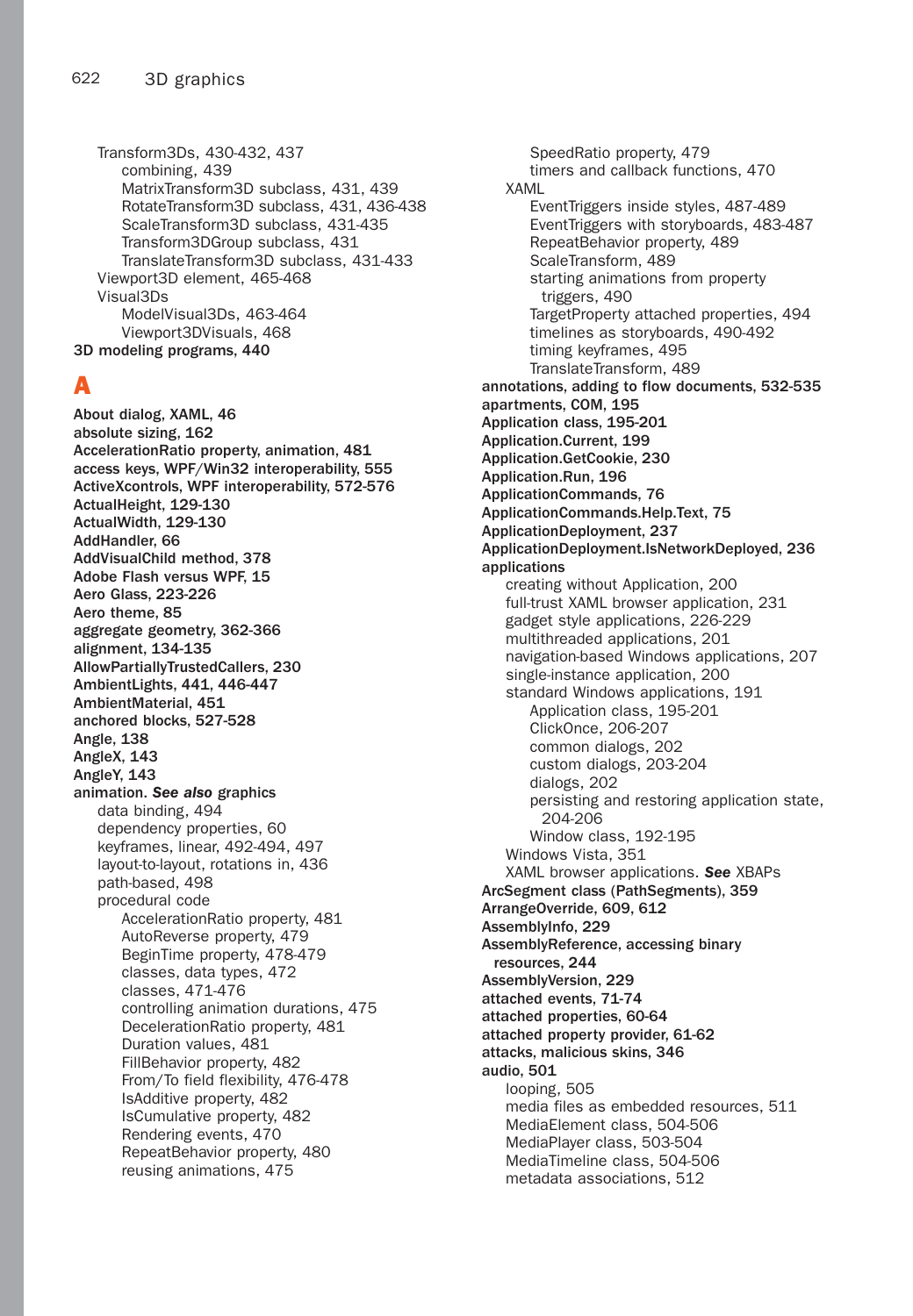Transform3Ds, 430-432, 437
    combining, 439
    MatrixTransform3D subclass, 431, 439
    RotateTransform3D subclass, 431, 436-438
    ScaleTransform3D subclass, 431-435
    Transform3DGroup subclass, 431
    TranslateTransform3D subclass, 431-433
  Viewport3D element, 465-468
  Visual3Ds
    ModelVisual3Ds, 463-464
    Viewport3DVisuals, 468

**3D modeling programs, 440**

## A

**About dialog, XAML, 46**
**absolute sizing, 162**
**AccelerationRatio property, animation, 481**
**access keys, WPF/Win32 interoperability, 555**
**ActiveXcontrols, WPF interoperability, 572-576**
**ActualHeight, 129-130**
**ActualWidth, 129-130**
**AddHandler, 66**
**AddVisualChild method, 378**
**Adobe Flash versus WPF, 15**
**Aero Glass, 223-226**
**Aero theme, 85**
**aggregate geometry, 362-366**
**alignment, 134-135**
**AllowPartiallyTrustedCallers, 230**
**AmbientLights, 441, 446-447**
**AmbientMaterial, 451**
**anchored blocks, 527-528**
**Angle, 138**
**AngleX, 143**
**AngleY, 143**
**animation. *See also* graphics**
  data binding, 494
  dependency properties, 60
  keyframes, linear, 492-494, 497
  layout-to-layout, rotations in, 436
  path-based, 498
  procedural code
    AccelerationRatio property, 481
    AutoReverse property, 479
    BeginTime property, 478-479
    classes, data types, 472
    classes, 471-476
    controlling animation durations, 475
    DecelerationRatio property, 481
    Duration values, 481
    FillBehavior property, 482
    From/To field flexibility, 476-478
    IsAdditive property, 482
    IsCumulative property, 482
    Rendering events, 470
    RepeatBehavior property, 480
    reusing animations, 475
    SpeedRatio property, 479
    timers and callback functions, 470
  XAML
    EventTriggers inside styles, 487-489
    EventTriggers with storyboards, 483-487
    RepeatBehavior property, 489
    ScaleTransform, 489
    starting animations from property triggers, 490
    TargetProperty attached properties, 494
    timelines as storyboards, 490-492
    timing keyframes, 495
    TranslateTransform, 489

**annotations, adding to flow documents, 532-535**
**apartments, COM, 195**
**Application class, 195-201**
**Application.Current, 199**
**Application.GetCookie, 230**
**Application.Run, 196**
**ApplicationCommands, 76**
**ApplicationCommands.Help.Text, 75**
**ApplicationDeployment, 237**
**ApplicationDeployment.IsNetworkDeployed, 236**
**applications**
  creating without Application, 200
  full-trust XAML browser application, 231
  gadget style applications, 226-229
  multithreaded applications, 201
  navigation-based Windows applications, 207
  single-instance application, 200
  standard Windows applications, 191
    Application class, 195-201
    ClickOnce, 206-207
    common dialogs, 202
    custom dialogs, 203-204
    dialogs, 202
    persisting and restoring application state, 204-206
    Window class, 192-195
  Windows Vista, 351
  XAML browser applications. ***See*** XBAPs

**ArcSegment class (PathSegments), 359**
**ArrangeOverride, 609, 612**
**AssemblyInfo, 229**
**AssemblyReference, accessing binary resources, 244**
**AssemblyVersion, 229**
**attached events, 71-74**
**attached properties, 60-64**
**attached property provider, 61-62**
**attacks, malicious skins, 346**
**audio, 501**
  looping, 505
  media files as embedded resources, 511
  MediaElement class, 504-506
  MediaPlayer class, 503-504
  MediaTimeline class, 504-506
  metadata associations, 512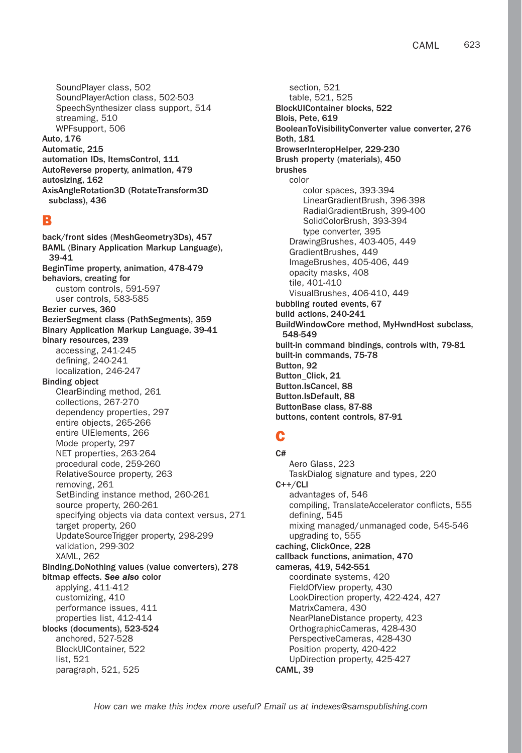SoundPlayer class, 502
SoundPlayerAction class, 502-503
SpeechSynthesizer class support, 514
streaming, 510
WPFsupport, 506

**Auto, 176**
**Automatic, 215**
**automation IDs, ItemsControl, 111**
**AutoReverse property, animation, 479**
**autosizing, 162**
**AxisAngleRotation3D (RotateTransform3D subclass), 436**

## B

**back/front sides (MeshGeometry3Ds), 457**
**BAML (Binary Application Markup Language), 39-41**
**BeginTime property, animation, 478-479**
**behaviors, creating for**
custom controls, 591-597
user controls, 583-585

**Bezier curves, 360**
**BezierSegment class (PathSegments), 359**
**Binary Application Markup Language, 39-41**
**binary resources, 239**
accessing, 241-245
defining, 240-241
localization, 246-247

**Binding object**
ClearBinding method, 261
collections, 267-270
dependency properties, 297
entire objects, 265-266
entire UIElements, 266
Mode property, 297
NET properties, 263-264
procedural code, 259-260
RelativeSource property, 263
removing, 261
SetBinding instance method, 260-261
source property, 260-261
specifying objects via data context versus, 271
target property, 260
UpdateSourceTrigger property, 298-299
validation, 299-302
XAML, 262

**Binding.DoNothing values (value converters), 278**
**bitmap effects. *See also* color**
applying, 411-412
customizing, 410
performance issues, 411
properties list, 412-414

**blocks (documents), 523-524**
anchored, 527-528
BlockUIContainer, 522
list, 521
paragraph, 521, 525
section, 521
table, 521, 525

**BlockUIContainer blocks, 522**
**Blois, Pete, 619**
**BooleanToVisibilityConverter value converter, 276**
**Both, 181**
**BrowserInteropHelper, 229-230**
**Brush property (materials), 450**
**brushes**
color
color spaces, 393-394
LinearGradientBrush, 396-398
RadialGradientBrush, 399-400
SolidColorBrush, 393-394
type converter, 395
DrawingBrushes, 403-405, 449
GradientBrushes, 449
ImageBrushes, 405-406, 449
opacity masks, 408
tile, 401-410
VisualBrushes, 406-410, 449

**bubbling routed events, 67**
**build actions, 240-241**
**BuildWindowCore method, MyHwndHost subclass, 548-549**
**built-in command bindings, controls with, 79-81**
**built-in commands, 75-78**
**Button, 92**
**Button_Click, 21**
**Button.IsCancel, 88**
**Button.IsDefault, 88**
**ButtonBase class, 87-88**
**buttons, content controls, 87-91**

## C

**C#**
Aero Glass, 223
TaskDialog signature and types, 220

**C++/CLI**
advantages of, 546
compiling, TranslateAccelerator conflicts, 555
defining, 545
mixing managed/unmanaged code, 545-546
upgrading to, 555

**caching, ClickOnce, 228**
**callback functions, animation, 470**
**cameras, 419, 542-551**
coordinate systems, 420
FieldOfView property, 430
LookDirection property, 422-424, 427
MatrixCamera, 430
NearPlaneDistance property, 423
OrthographicCameras, 428-430
PerspectiveCameras, 428-430
Position property, 420-422
UpDirection property, 425-427

**CAML, 39**

*How can we make this index more useful? Email us at indexes@samspublishing.com*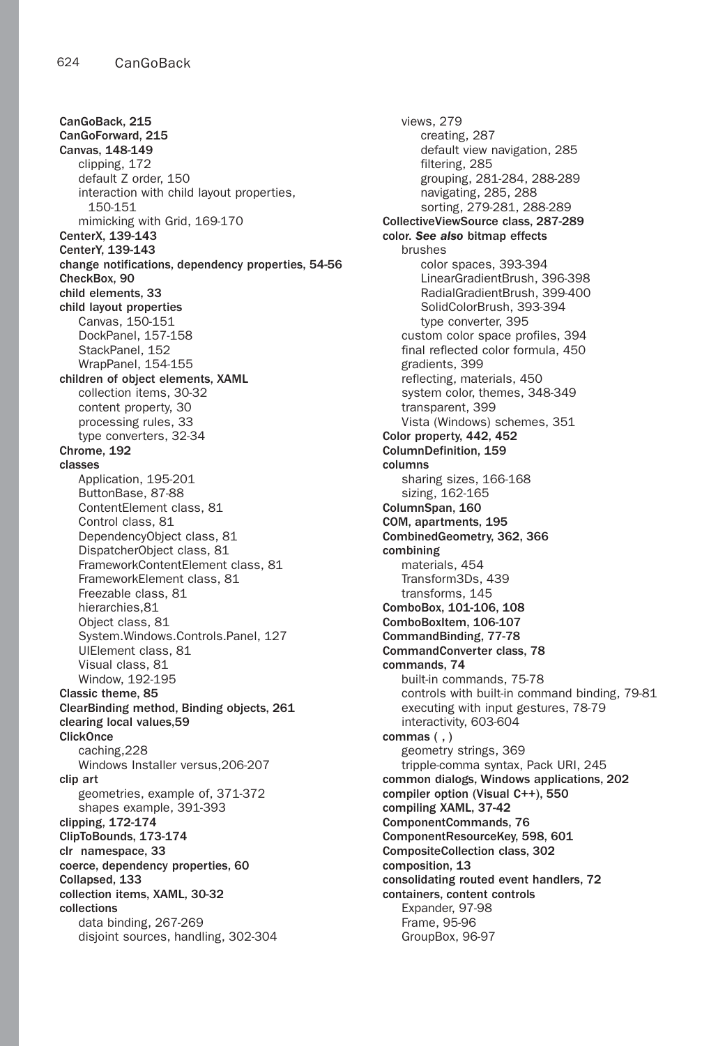**CanGoBack, 215**
**CanGoForward, 215**
**Canvas, 148-149**
- clipping, 172
- default Z order, 150
- interaction with child layout properties, 150-151
- mimicking with Grid, 169-170

**CenterX, 139-143**
**CenterY, 139-143**
**change notifications, dependency properties, 54-56**
**CheckBox, 90**
**child elements, 33**
**child layout properties**
- Canvas, 150-151
- DockPanel, 157-158
- StackPanel, 152
- WrapPanel, 154-155

**children of object elements, XAML**
- collection items, 30-32
- content property, 30
- processing rules, 33
- type converters, 32-34

**Chrome, 192**
**classes**
- Application, 195-201
- ButtonBase, 87-88
- ContentElement class, 81
- Control class, 81
- DependencyObject class, 81
- DispatcherObject class, 81
- FrameworkContentElement class, 81
- FrameworkElement class, 81
- Freezable class, 81
- hierarchies,81
- Object class, 81
- System.Windows.Controls.Panel, 127
- UIElement class, 81
- Visual class, 81
- Window, 192-195

**Classic theme, 85**
**ClearBinding method, Binding objects, 261**
**clearing local values,59**
**ClickOnce**
- caching,228
- Windows Installer versus,206-207

**clip art**
- geometries, example of, 371-372
- shapes example, 391-393

**clipping, 172-174**
**ClipToBounds, 173-174**
**clr namespace, 33**
**coerce, dependency properties, 60**
**Collapsed, 133**
**collection items, XAML, 30-32**
**collections**
- data binding, 267-269
- disjoint sources, handling, 302-304
- views, 279
  - creating, 287
  - default view navigation, 285
  - filtering, 285
  - grouping, 281-284, 288-289
  - navigating, 285, 288
  - sorting, 279-281, 288-289

**CollectiveViewSource class, 287-289**
**color. *See also* bitmap effects**
- brushes
  - color spaces, 393-394
  - LinearGradientBrush, 396-398
  - RadialGradientBrush, 399-400
  - SolidColorBrush, 393-394
  - type converter, 395
- custom color space profiles, 394
- final reflected color formula, 450
- gradients, 399
- reflecting, materials, 450
- system color, themes, 348-349
- transparent, 399
- Vista (Windows) schemes, 351

**Color property, 442, 452**
**ColumnDefinition, 159**
**columns**
- sharing sizes, 166-168
- sizing, 162-165

**ColumnSpan, 160**
**COM, apartments, 195**
**CombinedGeometry, 362, 366**
**combining**
- materials, 454
- Transform3Ds, 439
- transforms, 145

**ComboBox, 101-106, 108**
**ComboBoxItem, 106-107**
**CommandBinding, 77-78**
**CommandConverter class, 78**
**commands, 74**
- built-in commands, 75-78
- controls with built-in command binding, 79-81
- executing with input gestures, 78-79
- interactivity, 603-604

**commas ( , )**
- geometry strings, 369
- tripple-comma syntax, Pack URI, 245

**common dialogs, Windows applications, 202**
**compiler option (Visual C++), 550**
**compiling XAML, 37-42**
**ComponentCommands, 76**
**ComponentResourceKey, 598, 601**
**CompositeCollection class, 302**
**composition, 13**
**consolidating routed event handlers, 72**
**containers, content controls**
- Expander, 97-98
- Frame, 95-96
- GroupBox, 96-97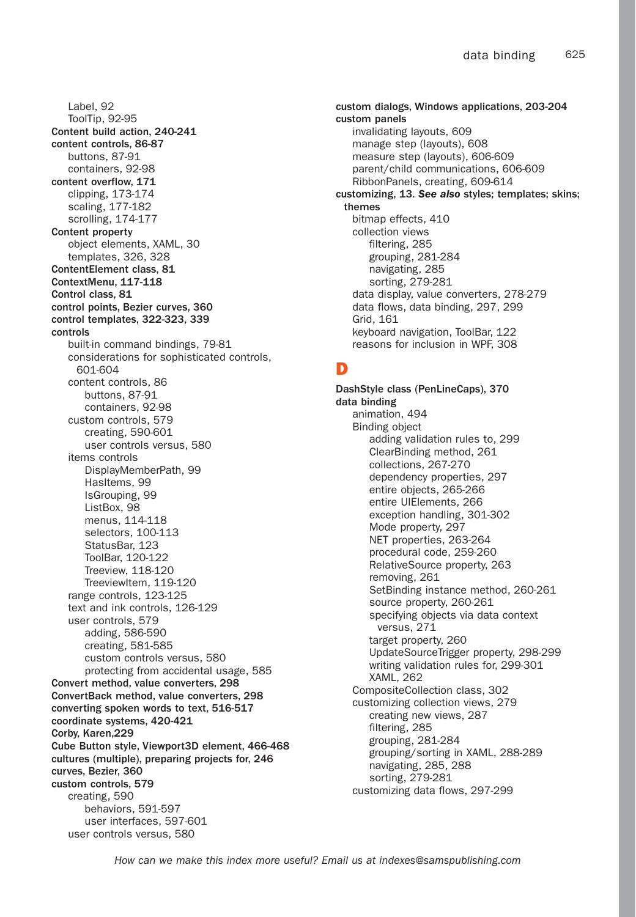Label, 92
  ToolTip, 92-95

**Content build action, 240-241**

**content controls, 86-87**
  buttons, 87-91
  containers, 92-98

**content overflow, 171**
  clipping, 173-174
  scaling, 177-182
  scrolling, 174-177

**Content property**
  object elements, XAML, 30
  templates, 326, 328

**ContentElement class, 81**

**ContextMenu, 117-118**

**Control class, 81**

**control points, Bezier curves, 360**

**control templates, 322-323, 339**

**controls**
  built-in command bindings, 79-81
  considerations for sophisticated controls, 601-604
  content controls, 86
    buttons, 87-91
    containers, 92-98
  custom controls, 579
    creating, 590-601
    user controls versus, 580
  items controls
    DisplayMemberPath, 99
    HasItems, 99
    IsGrouping, 99
    ListBox, 98
    menus, 114-118
    selectors, 100-113
    StatusBar, 123
    ToolBar, 120-122
    Treeview, 118-120
    TreeviewItem, 119-120
  range controls, 123-125
  text and ink controls, 126-129
  user controls, 579
    adding, 586-590
    creating, 581-585
    custom controls versus, 580
    protecting from accidental usage, 585

**Convert method, value converters, 298**

**ConvertBack method, value converters, 298**

**converting spoken words to text, 516-517**

**coordinate systems, 420-421**

**Corby, Karen,229**

**Cube Button style, Viewport3D element, 466-468**

**cultures (multiple), preparing projects for, 246**

**curves, Bezier, 360**

**custom controls, 579**
  creating, 590
    behaviors, 591-597
    user interfaces, 597-601
  user controls versus, 580

**custom dialogs, Windows applications, 203-204**

**custom panels**
  invalidating layouts, 609
  manage step (layouts), 608
  measure step (layouts), 606-609
  parent/child communications, 606-609
  RibbonPanels, creating, 609-614

**customizing, 13. *See also* styles; templates; skins; themes**
  bitmap effects, 410
  collection views
    filtering, 285
    grouping, 281-284
    navigating, 285
    sorting, 279-281
  data display, value converters, 278-279
  data flows, data binding, 297, 299
  Grid, 161
  keyboard navigation, ToolBar, 122
  reasons for inclusion in WPF, 308

## D

**DashStyle class (PenLineCaps), 370**

**data binding**
  animation, 494
  Binding object
    adding validation rules to, 299
    ClearBinding method, 261
    collections, 267-270
    dependency properties, 297
    entire objects, 265-266
    entire UIElements, 266
    exception handling, 301-302
    Mode property, 297
    NET properties, 263-264
    procedural code, 259-260
    RelativeSource property, 263
    removing, 261
    SetBinding instance method, 260-261
    source property, 260-261
    specifying objects via data context versus, 271
    target property, 260
    UpdateSourceTrigger property, 298-299
    writing validation rules for, 299-301
    XAML, 262
  CompositeCollection class, 302
  customizing collection views, 279
    creating new views, 287
    filtering, 285
    grouping, 281-284
    grouping/sorting in XAML, 288-289
    navigating, 285, 288
    sorting, 279-281
  customizing data flows, 297-299

*How can we make this index more useful? Email us at indexes@samspublishing.com*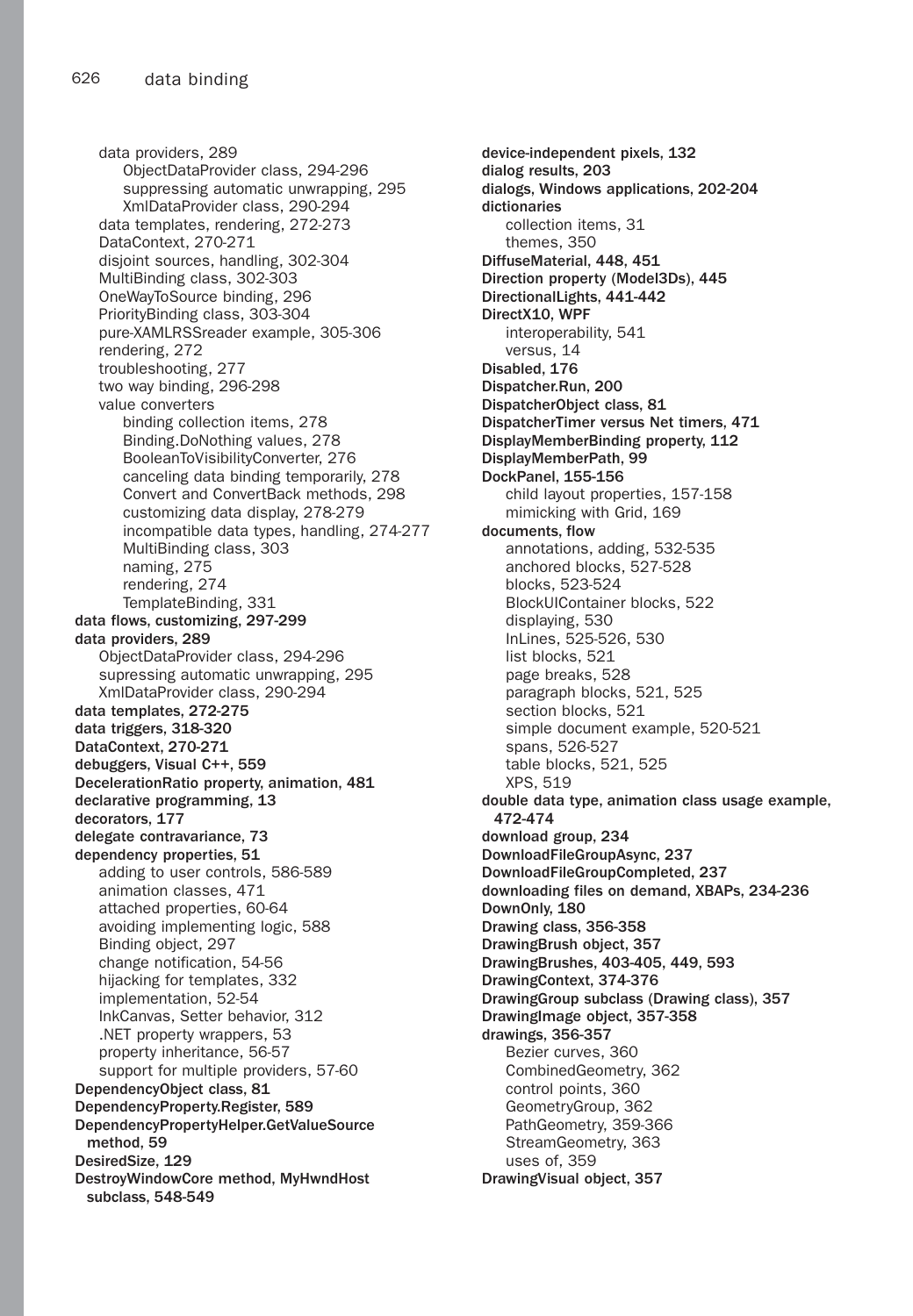data providers, 289
    ObjectDataProvider class, 294-296
    suppressing automatic unwrapping, 295
    XmlDataProvider class, 290-294
  data templates, rendering, 272-273
  DataContext, 270-271
  disjoint sources, handling, 302-304
  MultiBinding class, 302-303
  OneWayToSource binding, 296
  PriorityBinding class, 303-304
  pure-XAMLRSSreader example, 305-306
  rendering, 272
  troubleshooting, 277
  two way binding, 296-298
  value converters
    binding collection items, 278
    Binding.DoNothing values, 278
    BooleanToVisibilityConverter, 276
    canceling data binding temporarily, 278
    Convert and ConvertBack methods, 298
    customizing data display, 278-279
    incompatible data types, handling, 274-277
    MultiBinding class, 303
    naming, 275
    rendering, 274
    TemplateBinding, 331

**data flows, customizing, 297-299**

**data providers, 289**
  ObjectDataProvider class, 294-296
  supressing automatic unwrapping, 295
  XmlDataProvider class, 290-294

**data templates, 272-275**

**data triggers, 318-320**

**DataContext, 270-271**

**debuggers, Visual C++, 559**

**DecelerationRatio property, animation, 481**

**declarative programming, 13**

**decorators, 177**

**delegate contravariance, 73**

**dependency properties, 51**
  adding to user controls, 586-589
  animation classes, 471
  attached properties, 60-64
  avoiding implementing logic, 588
  Binding object, 297
  change notification, 54-56
  hijacking for templates, 332
  implementation, 52-54
  InkCanvas, Setter behavior, 312
  .NET property wrappers, 53
  property inheritance, 56-57
  support for multiple providers, 57-60

**DependencyObject class, 81**

**DependencyProperty.Register, 589**

**DependencyPropertyHelper.GetValueSource method, 59**

**DesiredSize, 129**

**DestroyWindowCore method, MyHwndHost subclass, 548-549**

**device-independent pixels, 132**

**dialog results, 203**

**dialogs, Windows applications, 202-204**

**dictionaries**
  collection items, 31
  themes, 350

**DiffuseMaterial, 448, 451**

**Direction property (Model3Ds), 445**

**DirectionalLights, 441-442**

**DirectX10, WPF**
  interoperability, 541
  versus, 14

**Disabled, 176**

**Dispatcher.Run, 200**

**DispatcherObject class, 81**

**DispatcherTimer versus Net timers, 471**

**DisplayMemberBinding property, 112**

**DisplayMemberPath, 99**

**DockPanel, 155-156**
  child layout properties, 157-158
  mimicking with Grid, 169

**documents, flow**
  annotations, adding, 532-535
  anchored blocks, 527-528
  blocks, 523-524
  BlockUIContainer blocks, 522
  displaying, 530
  InLines, 525-526, 530
  list blocks, 521
  page breaks, 528
  paragraph blocks, 521, 525
  section blocks, 521
  simple document example, 520-521
  spans, 526-527
  table blocks, 521, 525
  XPS, 519

**double data type, animation class usage example, 472-474**

**download group, 234**

**DownloadFileGroupAsync, 237**

**DownloadFileGroupCompleted, 237**

**downloading files on demand, XBAPs, 234-236**

**DownOnly, 180**

**Drawing class, 356-358**

**DrawingBrush object, 357**

**DrawingBrushes, 403-405, 449, 593**

**DrawingContext, 374-376**

**DrawingGroup subclass (Drawing class), 357**

**DrawingImage object, 357-358**

**drawings, 356-357**
  Bezier curves, 360
  CombinedGeometry, 362
  control points, 360
  GeometryGroup, 362
  PathGeometry, 359-366
  StreamGeometry, 363
  uses of, 359

**DrawingVisual object, 357**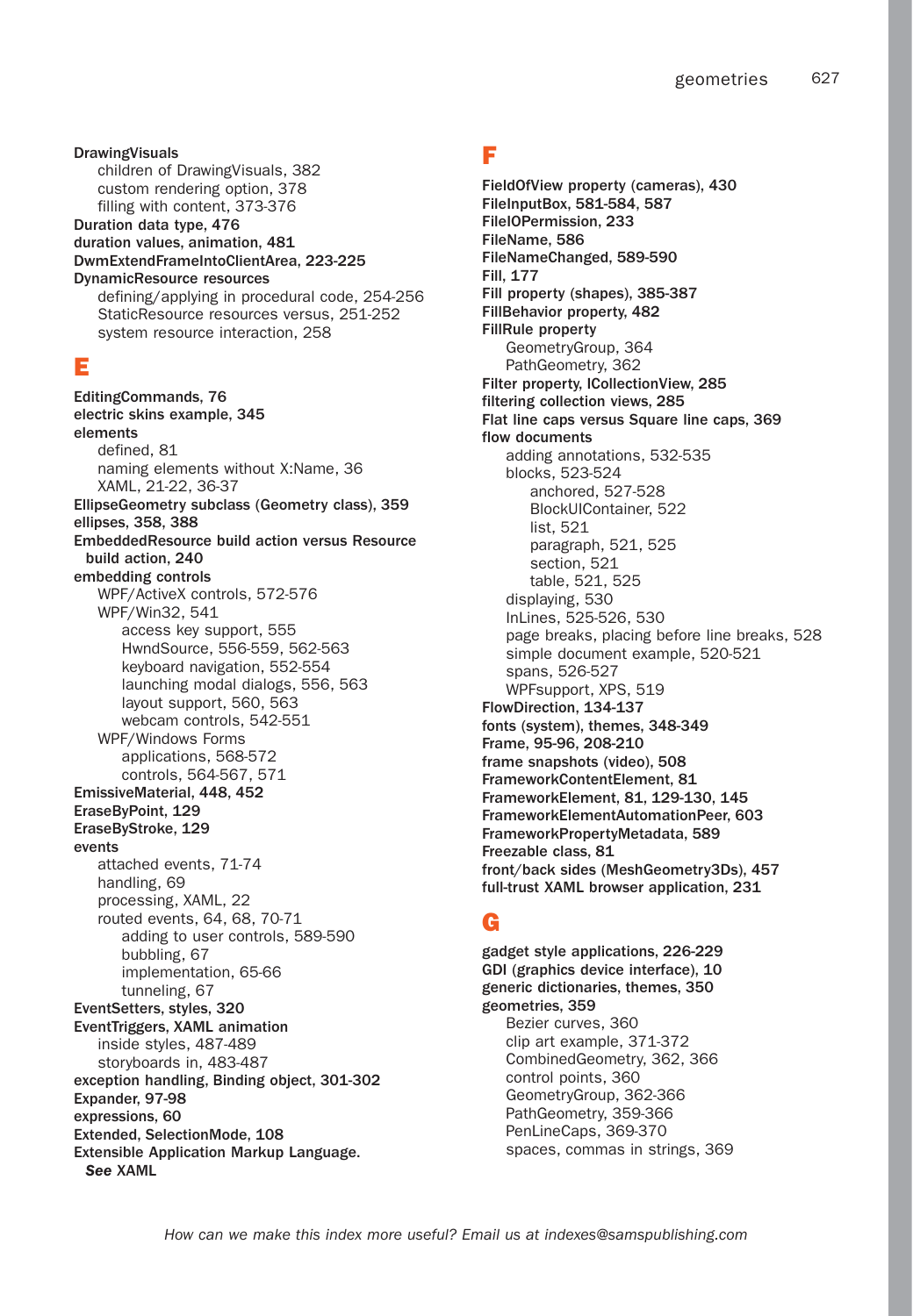**DrawingVisuals**
- children of DrawingVisuals, 382
- custom rendering option, 378
- filling with content, 373-376

**Duration data type, 476**
**duration values, animation, 481**
**DwmExtendFrameIntoClientArea, 223-225**
**DynamicResource resources**
- defining/applying in procedural code, 254-256
- StaticResource resources versus, 251-252
- system resource interaction, 258

## E

**EditingCommands, 76**
**electric skins example, 345**
**elements**
- defined, 81
- naming elements without X:Name, 36
- XAML, 21-22, 36-37

**EllipseGeometry subclass (Geometry class), 359**
**ellipses, 358, 388**
**EmbeddedResource build action versus Resource build action, 240**
**embedding controls**
- WPF/ActiveX controls, 572-576
- WPF/Win32, 541
  - access key support, 555
  - HwndSource, 556-559, 562-563
  - keyboard navigation, 552-554
  - launching modal dialogs, 556, 563
  - layout support, 560, 563
  - webcam controls, 542-551
- WPF/Windows Forms
  - applications, 568-572
  - controls, 564-567, 571

**EmissiveMaterial, 448, 452**
**EraseByPoint, 129**
**EraseByStroke, 129**
**events**
- attached events, 71-74
- handling, 69
- processing, XAML, 22
- routed events, 64, 68, 70-71
  - adding to user controls, 589-590
  - bubbling, 67
  - implementation, 65-66
  - tunneling, 67

**EventSetters, styles, 320**
**EventTriggers, XAML animation**
- inside styles, 487-489
- storyboards in, 483-487

**exception handling, Binding object, 301-302**
**Expander, 97-98**
**expressions, 60**
**Extended, SelectionMode, 108**
**Extensible Application Markup Language.** ***See*** **XAML**

## F

**FieldOfView property (cameras), 430**
**FileInputBox, 581-584, 587**
**FileIOPermission, 233**
**FileName, 586**
**FileNameChanged, 589-590**
**Fill, 177**
**Fill property (shapes), 385-387**
**FillBehavior property, 482**
**FillRule property**
- GeometryGroup, 364
- PathGeometry, 362

**Filter property, ICollectionView, 285**
**filtering collection views, 285**
**Flat line caps versus Square line caps, 369**
**flow documents**
- adding annotations, 532-535
- blocks, 523-524
  - anchored, 527-528
  - BlockUIContainer, 522
  - list, 521
  - paragraph, 521, 525
  - section, 521
  - table, 521, 525
- displaying, 530
- InLines, 525-526, 530
- page breaks, placing before line breaks, 528
- simple document example, 520-521
- spans, 526-527
- WPFsupport, XPS, 519

**FlowDirection, 134-137**
**fonts (system), themes, 348-349**
**Frame, 95-96, 208-210**
**frame snapshots (video), 508**
**FrameworkContentElement, 81**
**FrameworkElement, 81, 129-130, 145**
**FrameworkElementAutomationPeer, 603**
**FrameworkPropertyMetadata, 589**
**Freezable class, 81**
**front/back sides (MeshGeometry3Ds), 457**
**full-trust XAML browser application, 231**

## G

**gadget style applications, 226-229**
**GDI (graphics device interface), 10**
**generic dictionaries, themes, 350**
**geometries, 359**
- Bezier curves, 360
- clip art example, 371-372
- CombinedGeometry, 362, 366
- control points, 360
- GeometryGroup, 362-366
- PathGeometry, 359-366
- PenLineCaps, 369-370
- spaces, commas in strings, 369

*How can we make this index more useful? Email us at indexes@samspublishing.com*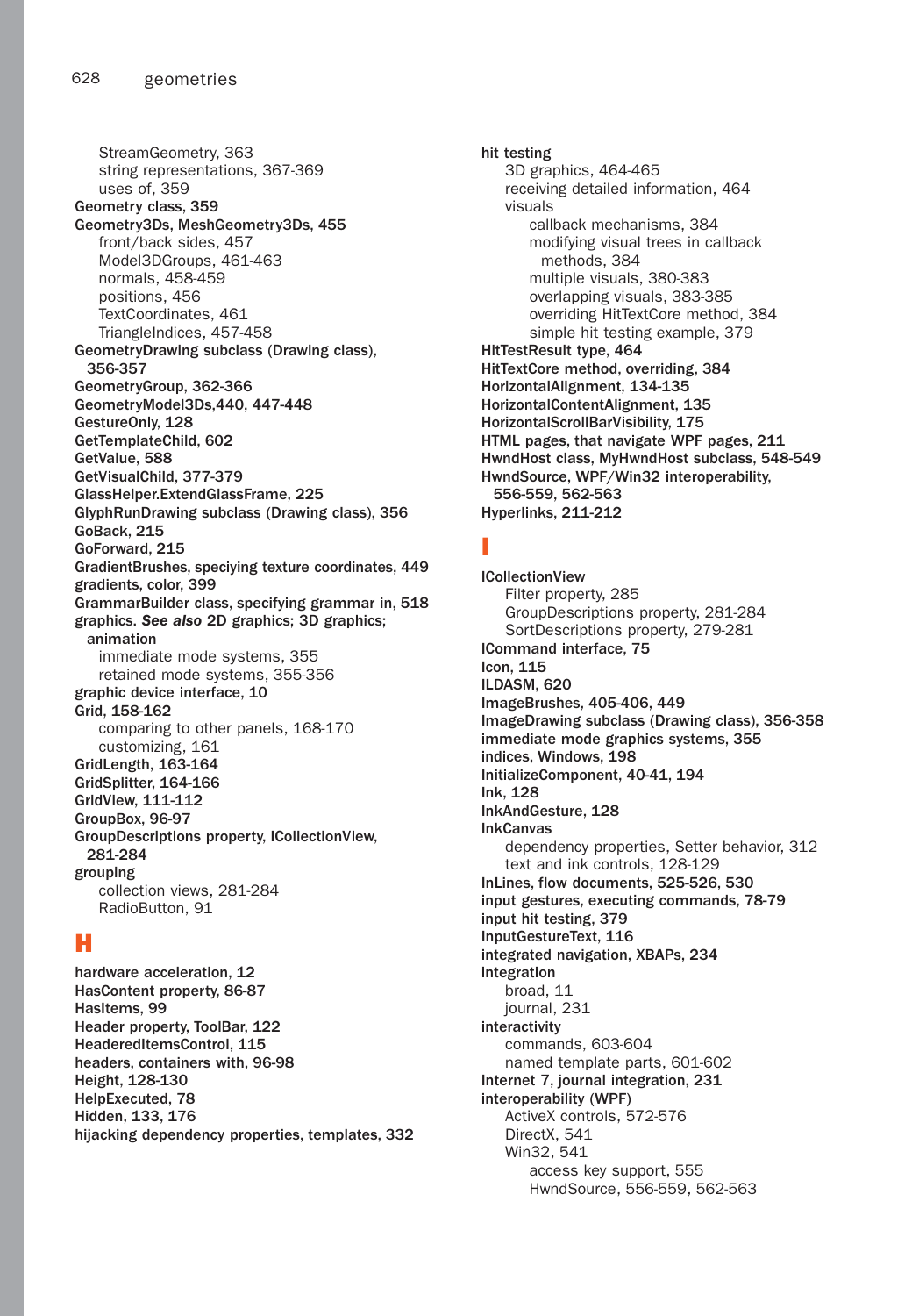StreamGeometry, 363
string representations, 367-369
uses of, 359

**Geometry class, 359**

**Geometry3Ds, MeshGeometry3Ds, 455**
front/back sides, 457
Model3DGroups, 461-463
normals, 458-459
positions, 456
TextCoordinates, 461
TriangleIndices, 457-458

**GeometryDrawing subclass (Drawing class), 356-357**

**GeometryGroup, 362-366**

**GeometryModel3Ds,440, 447-448**

**GestureOnly, 128**

**GetTemplateChild, 602**

**GetValue, 588**

**GetVisualChild, 377-379**

**GlassHelper.ExtendGlassFrame, 225**

**GlyphRunDrawing subclass (Drawing class), 356**

**GoBack, 215**

**GoForward, 215**

**GradientBrushes, speciying texture coordinates, 449**

**gradients, color, 399**

**GrammarBuilder class, specifying grammar in, 518**

**graphics. *See also* 2D graphics; 3D graphics; animation**
immediate mode systems, 355
retained mode systems, 355-356

**graphic device interface, 10**

**Grid, 158-162**
comparing to other panels, 168-170
customizing, 161

**GridLength, 163-164**

**GridSplitter, 164-166**

**GridView, 111-112**

**GroupBox, 96-97**

**GroupDescriptions property, ICollectionView, 281-284**

**grouping**
collection views, 281-284
RadioButton, 91

## H

**hardware acceleration, 12**

**HasContent property, 86-87**

**HasItems, 99**

**Header property, ToolBar, 122**

**HeaderedItemsControl, 115**

**headers, containers with, 96-98**

**Height, 128-130**

**HelpExecuted, 78**

**Hidden, 133, 176**

**hijacking dependency properties, templates, 332**

**hit testing**
3D graphics, 464-465
receiving detailed information, 464
visuals
callback mechanisms, 384
modifying visual trees in callback methods, 384
multiple visuals, 380-383
overlapping visuals, 383-385
overriding HitTextCore method, 384
simple hit testing example, 379

**HitTestResult type, 464**

**HitTextCore method, overriding, 384**

**HorizontalAlignment, 134-135**

**HorizontalContentAlignment, 135**

**HorizontalScrollBarVisibility, 175**

**HTML pages, that navigate WPF pages, 211**

**HwndHost class, MyHwndHost subclass, 548-549**

**HwndSource, WPF/Win32 interoperability, 556-559, 562-563**

**Hyperlinks, 211-212**

## I

**ICollectionView**
Filter property, 285
GroupDescriptions property, 281-284
SortDescriptions property, 279-281

**ICommand interface, 75**

**Icon, 115**

**ILDASM, 620**

**ImageBrushes, 405-406, 449**

**ImageDrawing subclass (Drawing class), 356-358**

**immediate mode graphics systems, 355**

**indices, Windows, 198**

**InitializeComponent, 40-41, 194**

**Ink, 128**

**InkAndGesture, 128**

**InkCanvas**
dependency properties, Setter behavior, 312
text and ink controls, 128-129

**InLines, flow documents, 525-526, 530**

**input gestures, executing commands, 78-79**

**input hit testing, 379**

**InputGestureText, 116**

**integrated navigation, XBAPs, 234**

**integration**
broad, 11
journal, 231

**interactivity**
commands, 603-604
named template parts, 601-602

**Internet 7, journal integration, 231**

**interoperability (WPF)**
ActiveX controls, 572-576
DirectX, 541
Win32, 541
access key support, 555
HwndSource, 556-559, 562-563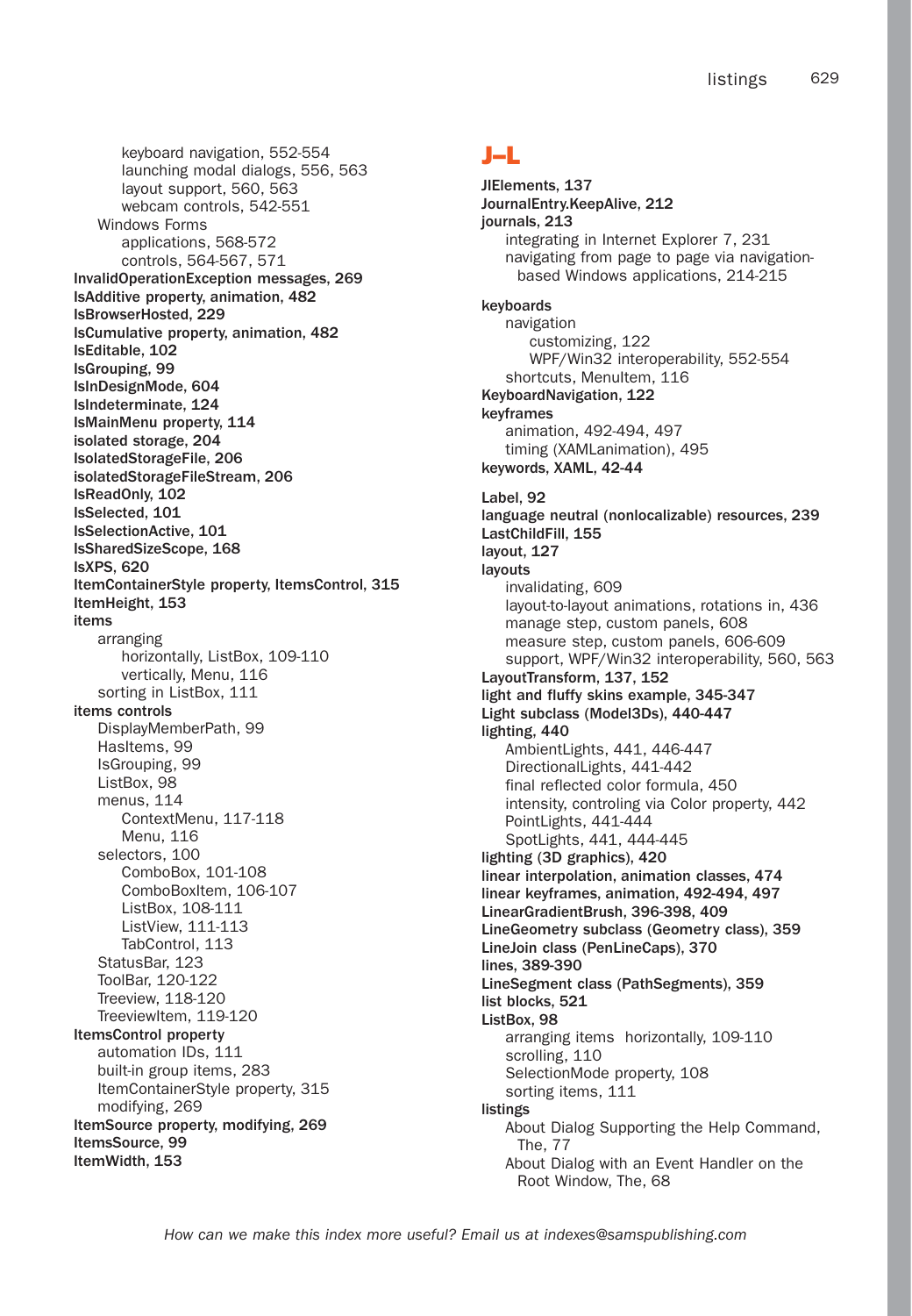keyboard navigation, 552-554
launching modal dialogs, 556, 563
layout support, 560, 563
webcam controls, 542-551
Windows Forms
applications, 568-572
controls, 564-567, 571

**InvalidOperationException messages, 269**
**IsAdditive property, animation, 482**
**IsBrowserHosted, 229**
**IsCumulative property, animation, 482**
**IsEditable, 102**
**IsGrouping, 99**
**IsInDesignMode, 604**
**IsIndeterminate, 124**
**IsMainMenu property, 114**
**isolated storage, 204**
**IsolatedStorageFile, 206**
**isolatedStorageFileStream, 206**
**IsReadOnly, 102**
**IsSelected, 101**
**IsSelectionActive, 101**
**IsSharedSizeScope, 168**
**IsXPS, 620**
**ItemContainerStyle property, ItemsControl, 315**
**ItemHeight, 153**
**items**
arranging
horizontally, ListBox, 109-110
vertically, Menu, 116
sorting in ListBox, 111

**items controls**
DisplayMemberPath, 99
HasItems, 99
IsGrouping, 99
ListBox, 98
menus, 114
ContextMenu, 117-118
Menu, 116
selectors, 100
ComboBox, 101-108
ComboBoxItem, 106-107
ListBox, 108-111
ListView, 111-113
TabControl, 113
StatusBar, 123
ToolBar, 120-122
Treeview, 118-120
TreeviewItem, 119-120

**ItemsControl property**
automation IDs, 111
built-in group items, 283
ItemContainerStyle property, 315
modifying, 269

**ItemSource property, modifying, 269**
**ItemsSource, 99**
**ItemWidth, 153**

# J–L

**JIElements, 137**
**JournalEntry.KeepAlive, 212**
**journals, 213**
integrating in Internet Explorer 7, 231
navigating from page to page via navigation-based Windows applications, 214-215

**keyboards**
navigation
customizing, 122
WPF/Win32 interoperability, 552-554
shortcuts, MenuItem, 116

**KeyboardNavigation, 122**
**keyframes**
animation, 492-494, 497
timing (XAMLanimation), 495

**keywords, XAML, 42-44**

**Label, 92**
**language neutral (nonlocalizable) resources, 239**
**LastChildFill, 155**
**layout, 127**
**layouts**
invalidating, 609
layout-to-layout animations, rotations in, 436
manage step, custom panels, 608
measure step, custom panels, 606-609
support, WPF/Win32 interoperability, 560, 563

**LayoutTransform, 137, 152**
**light and fluffy skins example, 345-347**
**Light subclass (Model3Ds), 440-447**
**lighting, 440**
AmbientLights, 441, 446-447
DirectionalLights, 441-442
final reflected color formula, 450
intensity, controling via Color property, 442
PointLights, 441-444
SpotLights, 441, 444-445

**lighting (3D graphics), 420**
**linear interpolation, animation classes, 474**
**linear keyframes, animation, 492-494, 497**
**LinearGradientBrush, 396-398, 409**
**LineGeometry subclass (Geometry class), 359**
**LineJoin class (PenLineCaps), 370**
**lines, 389-390**
**LineSegment class (PathSegments), 359**
**list blocks, 521**
**ListBox, 98**
arranging items horizontally, 109-110
scrolling, 110
SelectionMode property, 108
sorting items, 111

**listings**
About Dialog Supporting the Help Command, The, 77
About Dialog with an Event Handler on the Root Window, The, 68

*How can we make this index more useful? Email us at indexes@samspublishing.com*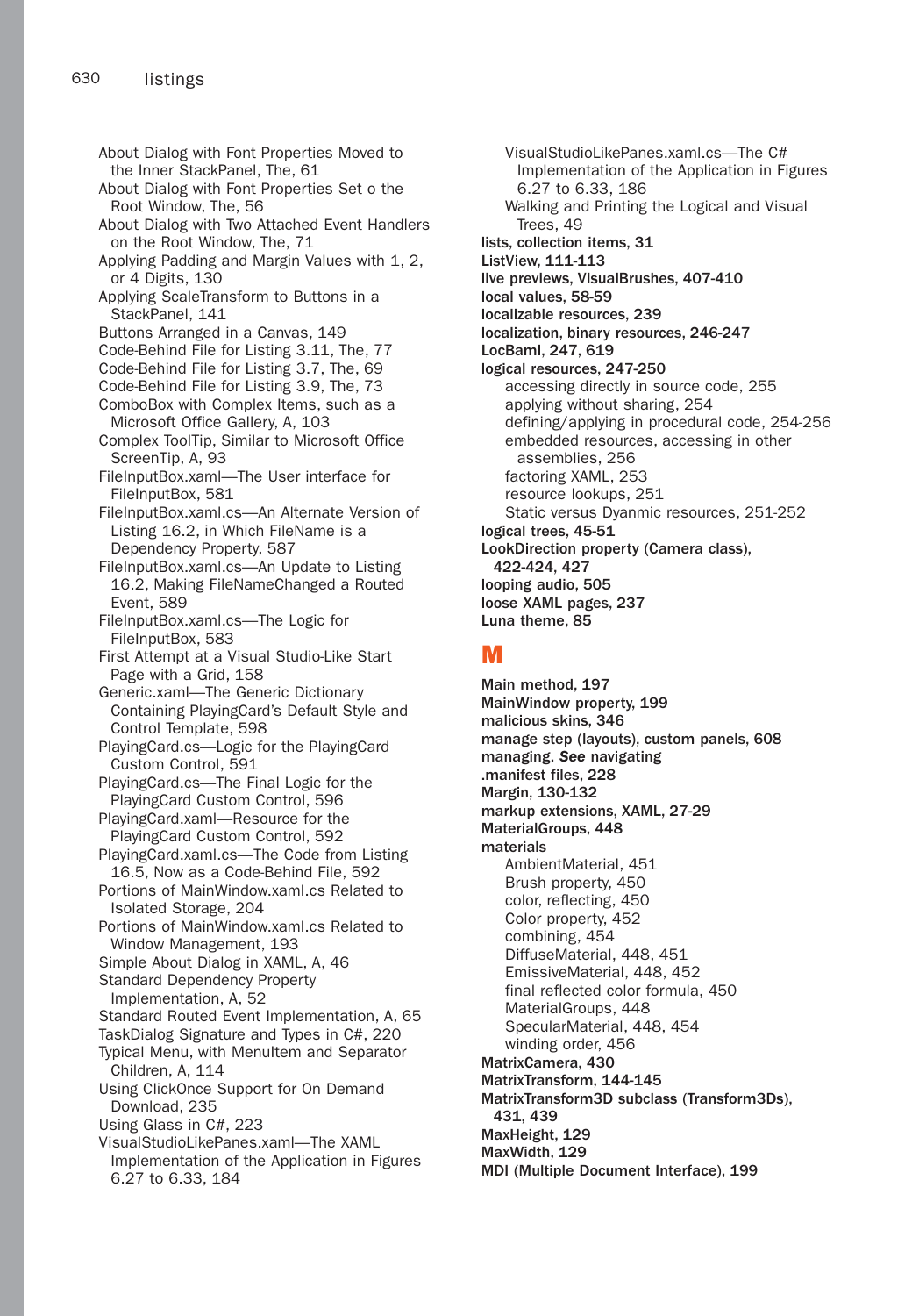About Dialog with Font Properties Moved to the Inner StackPanel, The, 61
About Dialog with Font Properties Set o the Root Window, The, 56
About Dialog with Two Attached Event Handlers on the Root Window, The, 71
Applying Padding and Margin Values with 1, 2, or 4 Digits, 130
Applying ScaleTransform to Buttons in a StackPanel, 141
Buttons Arranged in a Canvas, 149
Code-Behind File for Listing 3.11, The, 77
Code-Behind File for Listing 3.7, The, 69
Code-Behind File for Listing 3.9, The, 73
ComboBox with Complex Items, such as a Microsoft Office Gallery, A, 103
Complex ToolTip, Similar to Microsoft Office ScreenTip, A, 93
FileInputBox.xaml—The User interface for FileInputBox, 581
FileInputBox.xaml.cs—An Alternate Version of Listing 16.2, in Which FileName is a Dependency Property, 587
FileInputBox.xaml.cs—An Update to Listing 16.2, Making FileNameChanged a Routed Event, 589
FileInputBox.xaml.cs—The Logic for FileInputBox, 583
First Attempt at a Visual Studio-Like Start Page with a Grid, 158
Generic.xaml—The Generic Dictionary Containing PlayingCard's Default Style and Control Template, 598
PlayingCard.cs—Logic for the PlayingCard Custom Control, 591
PlayingCard.cs—The Final Logic for the PlayingCard Custom Control, 596
PlayingCard.xaml—Resource for the PlayingCard Custom Control, 592
PlayingCard.xaml.cs—The Code from Listing 16.5, Now as a Code-Behind File, 592
Portions of MainWindow.xaml.cs Related to Isolated Storage, 204
Portions of MainWindow.xaml.cs Related to Window Management, 193
Simple About Dialog in XAML, A, 46
Standard Dependency Property Implementation, A, 52
Standard Routed Event Implementation, A, 65
TaskDialog Signature and Types in C#, 220
Typical Menu, with MenuItem and Separator Children, A, 114
Using ClickOnce Support for On Demand Download, 235
Using Glass in C#, 223
VisualStudioLikePanes.xaml—The XAML Implementation of the Application in Figures 6.27 to 6.33, 184
VisualStudioLikePanes.xaml.cs—The C# Implementation of the Application in Figures 6.27 to 6.33, 186
Walking and Printing the Logical and Visual Trees, 49

**lists, collection items, 31**
**ListView, 111-113**
**live previews, VisualBrushes, 407-410**
**local values, 58-59**
**localizable resources, 239**
**localization, binary resources, 246-247**
**LocBaml, 247, 619**
**logical resources, 247-250**
- accessing directly in source code, 255
- applying without sharing, 254
- defining/applying in procedural code, 254-256
- embedded resources, accessing in other assemblies, 256
- factoring XAML, 253
- resource lookups, 251
- Static versus Dyanmic resources, 251-252

**logical trees, 45-51**
**LookDirection property (Camera class), 422-424, 427**
**looping audio, 505**
**loose XAML pages, 237**
**Luna theme, 85**

## M

**Main method, 197**
**MainWindow property, 199**
**malicious skins, 346**
**manage step (layouts), custom panels, 608**
**managing. *See* navigating**
**.manifest files, 228**
**Margin, 130-132**
**markup extensions, XAML, 27-29**
**MaterialGroups, 448**
**materials**
- AmbientMaterial, 451
- Brush property, 450
- color, reflecting, 450
- Color property, 452
- combining, 454
- DiffuseMaterial, 448, 451
- EmissiveMaterial, 448, 452
- final reflected color formula, 450
- MaterialGroups, 448
- SpecularMaterial, 448, 454
- winding order, 456

**MatrixCamera, 430**
**MatrixTransform, 144-145**
**MatrixTransform3D subclass (Transform3Ds), 431, 439**
**MaxHeight, 129**
**MaxWidth, 129**
**MDI (Multiple Document Interface), 199**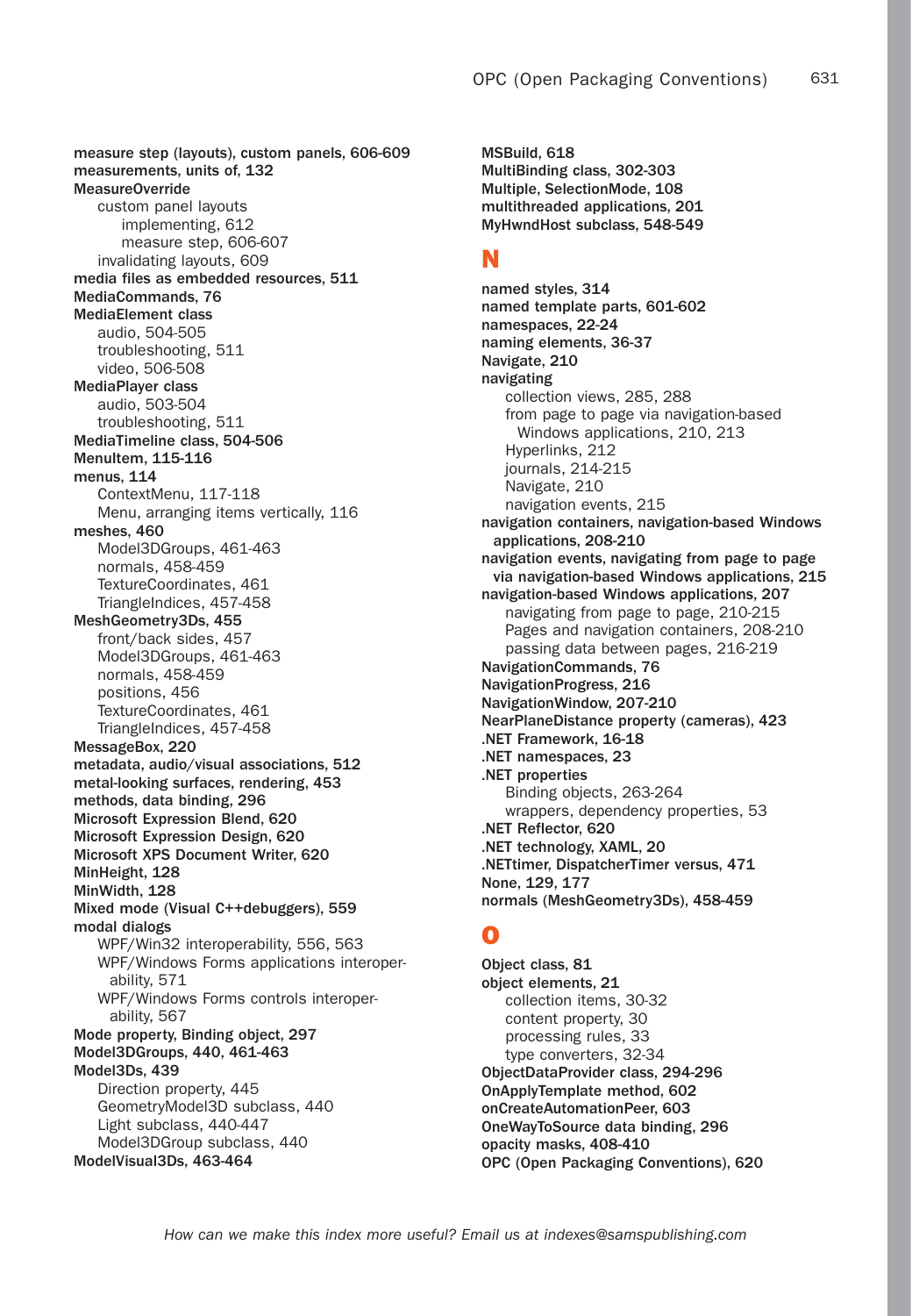**measure step (layouts), custom panels, 606-609**
**measurements, units of, 132**
**MeasureOverride**
  custom panel layouts
    implementing, 612
    measure step, 606-607
  invalidating layouts, 609
**media files as embedded resources, 511**
**MediaCommands, 76**
**MediaElement class**
  audio, 504-505
  troubleshooting, 511
  video, 506-508
**MediaPlayer class**
  audio, 503-504
  troubleshooting, 511
**MediaTimeline class, 504-506**
**MenuItem, 115-116**
**menus, 114**
  ContextMenu, 117-118
  Menu, arranging items vertically, 116
**meshes, 460**
  Model3DGroups, 461-463
  normals, 458-459
  TextureCoordinates, 461
  TriangleIndices, 457-458
**MeshGeometry3Ds, 455**
  front/back sides, 457
  Model3DGroups, 461-463
  normals, 458-459
  positions, 456
  TextureCoordinates, 461
  TriangleIndices, 457-458
**MessageBox, 220**
**metadata, audio/visual associations, 512**
**metal-looking surfaces, rendering, 453**
**methods, data binding, 296**
**Microsoft Expression Blend, 620**
**Microsoft Expression Design, 620**
**Microsoft XPS Document Writer, 620**
**MinHeight, 128**
**MinWidth, 128**
**Mixed mode (Visual C++debuggers), 559**
**modal dialogs**
  WPF/Win32 interoperability, 556, 563
  WPF/Windows Forms applications interoperability, 571
  WPF/Windows Forms controls interoperability, 567
**Mode property, Binding object, 297**
**Model3DGroups, 440, 461-463**
**Model3Ds, 439**
  Direction property, 445
  GeometryModel3D subclass, 440
  Light subclass, 440-447
  Model3DGroup subclass, 440
**ModelVisual3Ds, 463-464**
**MSBuild, 618**
**MultiBinding class, 302-303**
**Multiple, SelectionMode, 108**
**multithreaded applications, 201**
**MyHwndHost subclass, 548-549**

## N

**named styles, 314**
**named template parts, 601-602**
**namespaces, 22-24**
**naming elements, 36-37**
**Navigate, 210**
**navigating**
  collection views, 285, 288
  from page to page via navigation-based Windows applications, 210, 213
  Hyperlinks, 212
  journals, 214-215
  Navigate, 210
  navigation events, 215
**navigation containers, navigation-based Windows applications, 208-210**
**navigation events, navigating from page to page via navigation-based Windows applications, 215**
**navigation-based Windows applications, 207**
  navigating from page to page, 210-215
  Pages and navigation containers, 208-210
  passing data between pages, 216-219
**NavigationCommands, 76**
**NavigationProgress, 216**
**NavigationWindow, 207-210**
**NearPlaneDistance property (cameras), 423**
**.NET Framework, 16-18**
**.NET namespaces, 23**
**.NET properties**
  Binding objects, 263-264
  wrappers, dependency properties, 53
**.NET Reflector, 620**
**.NET technology, XAML, 20**
**.NETtimer, DispatcherTimer versus, 471**
**None, 129, 177**
**normals (MeshGeometry3Ds), 458-459**

## O

**Object class, 81**
**object elements, 21**
  collection items, 30-32
  content property, 30
  processing rules, 33
  type converters, 32-34
**ObjectDataProvider class, 294-296**
**OnApplyTemplate method, 602**
**onCreateAutomationPeer, 603**
**OneWayToSource data binding, 296**
**opacity masks, 408-410**
**OPC (Open Packaging Conventions), 620**

*How can we make this index more useful? Email us at indexes@samspublishing.com*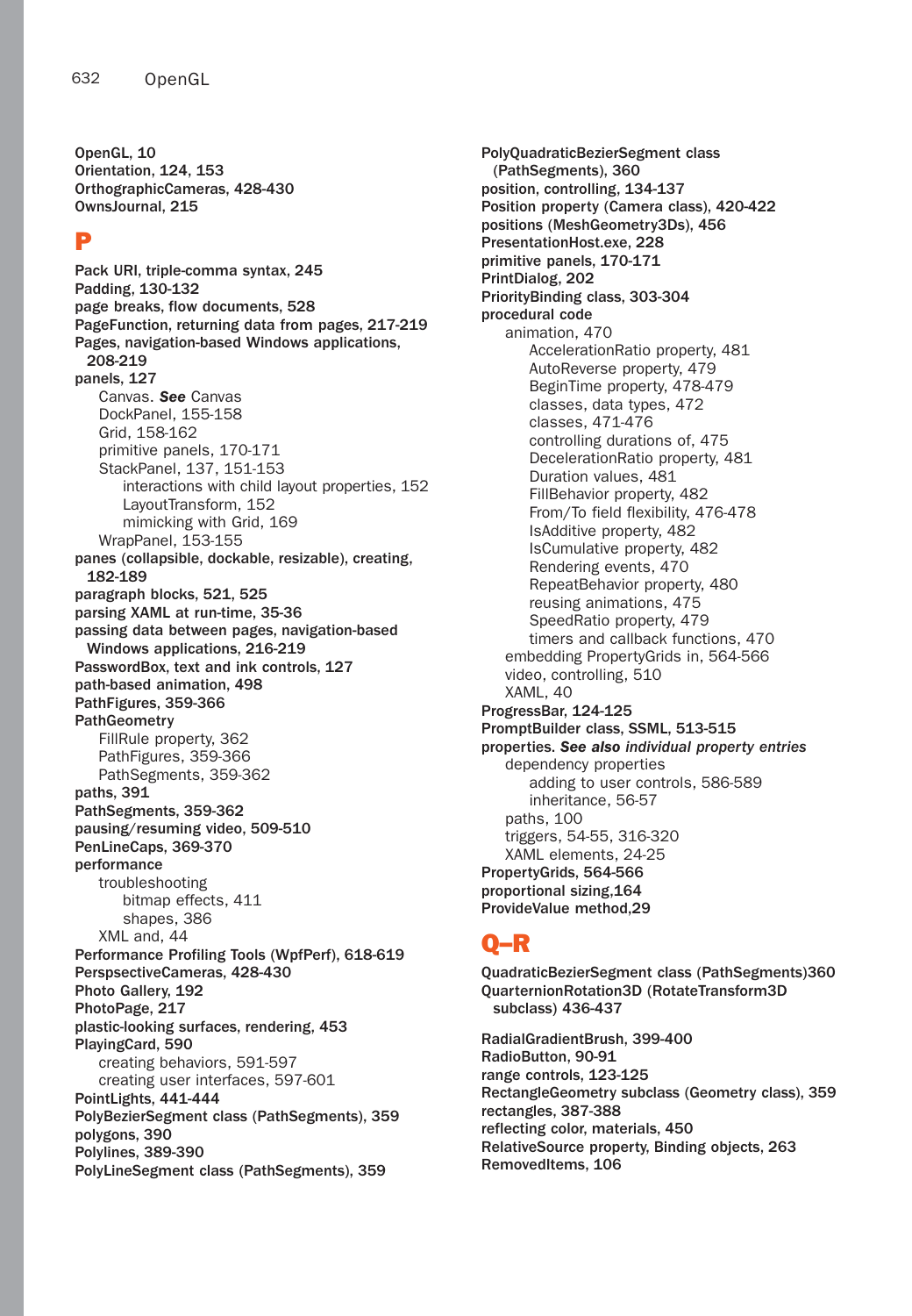**OpenGL, 10**
**Orientation, 124, 153**
**OrthographicCameras, 428-430**
**OwnsJournal, 215**

## P

**Pack URI, triple-comma syntax, 245**
**Padding, 130-132**
**page breaks, flow documents, 528**
**PageFunction, returning data from pages, 217-219**
**Pages, navigation-based Windows applications, 208-219**
**panels, 127**
- Canvas. ***See*** Canvas
- DockPanel, 155-158
- Grid, 158-162
- primitive panels, 170-171
- StackPanel, 137, 151-153
  - interactions with child layout properties, 152
  - LayoutTransform, 152
  - mimicking with Grid, 169
- WrapPanel, 153-155

**panes (collapsible, dockable, resizable), creating, 182-189**
**paragraph blocks, 521, 525**
**parsing XAML at run-time, 35-36**
**passing data between pages, navigation-based Windows applications, 216-219**
**PasswordBox, text and ink controls, 127**
**path-based animation, 498**
**PathFigures, 359-366**
**PathGeometry**
- FillRule property, 362
- PathFigures, 359-366
- PathSegments, 359-362

**paths, 391**
**PathSegments, 359-362**
**pausing/resuming video, 509-510**
**PenLineCaps, 369-370**
**performance**
- troubleshooting
  - bitmap effects, 411
  - shapes, 386
- XML and, 44

**Performance Profiling Tools (WpfPerf), 618-619**
**PerspectiveCameras, 428-430**
**Photo Gallery, 192**
**PhotoPage, 217**
**plastic-looking surfaces, rendering, 453**
**PlayingCard, 590**
- creating behaviors, 591-597
- creating user interfaces, 597-601

**PointLights, 441-444**
**PolyBezierSegment class (PathSegments), 359**
**polygons, 390**
**Polylines, 389-390**
**PolyLineSegment class (PathSegments), 359**
**PolyQuadraticBezierSegment class (PathSegments), 360**
**position, controlling, 134-137**
**Position property (Camera class), 420-422**
**positions (MeshGeometry3Ds), 456**
**PresentationHost.exe, 228**
**primitive panels, 170-171**
**PrintDialog, 202**
**PriorityBinding class, 303-304**
**procedural code**
- animation, 470
  - AccelerationRatio property, 481
  - AutoReverse property, 479
  - BeginTime property, 478-479
  - classes, data types, 472
  - classes, 471-476
  - controlling durations of, 475
  - DecelerationRatio property, 481
  - Duration values, 481
  - FillBehavior property, 482
  - From/To field flexibility, 476-478
  - IsAdditive property, 482
  - IsCumulative property, 482
  - Rendering events, 470
  - RepeatBehavior property, 480
  - reusing animations, 475
  - SpeedRatio property, 479
  - timers and callback functions, 470
- embedding PropertyGrids in, 564-566
- video, controlling, 510
- XAML, 40

**ProgressBar, 124-125**
**PromptBuilder class, SSML, 513-515**
**properties. *See also individual property entries***
- dependency properties
  - adding to user controls, 586-589
  - inheritance, 56-57
- paths, 100
- triggers, 54-55, 316-320
- XAML elements, 24-25

**PropertyGrids, 564-566**
**proportional sizing,164**
**ProvideValue method,29**

## Q–R

**QuadraticBezierSegment class (PathSegments)360**
**QuarternionRotation3D (RotateTransform3D subclass) 436-437**

**RadialGradientBrush, 399-400**
**RadioButton, 90-91**
**range controls, 123-125**
**RectangleGeometry subclass (Geometry class), 359**
**rectangles, 387-388**
**reflecting color, materials, 450**
**RelativeSource property, Binding objects, 263**
**RemovedItems, 106**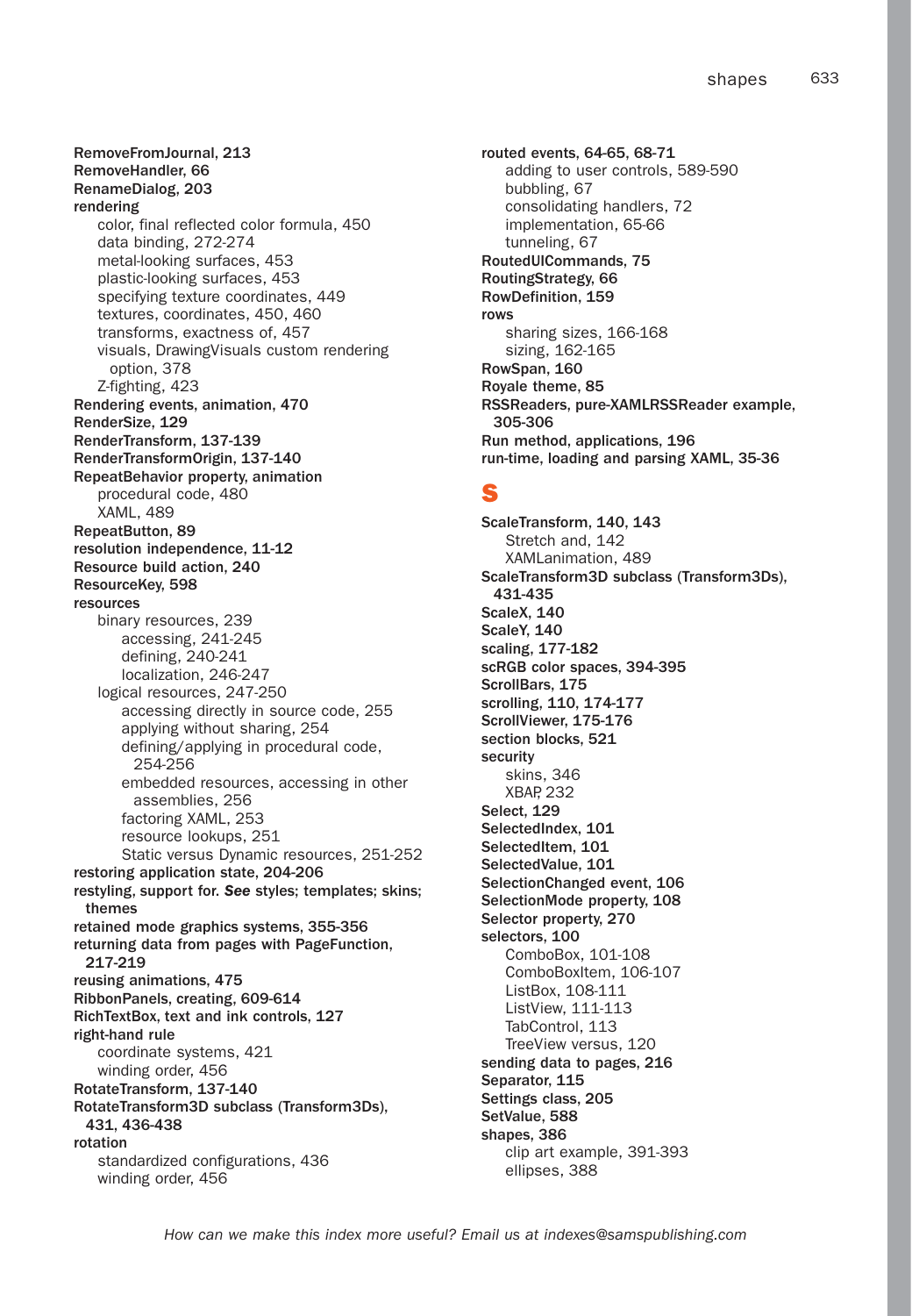**RemoveFromJournal, 213**
**RemoveHandler, 66**
**RenameDialog, 203**
**rendering**
- color, final reflected color formula, 450
- data binding, 272-274
- metal-looking surfaces, 453
- plastic-looking surfaces, 453
- specifying texture coordinates, 449
- textures, coordinates, 450, 460
- transforms, exactness of, 457
- visuals, DrawingVisuals custom rendering option, 378
- Z-fighting, 423

**Rendering events, animation, 470**
**RenderSize, 129**
**RenderTransform, 137-139**
**RenderTransformOrigin, 137-140**
**RepeatBehavior property, animation**
- procedural code, 480
- XAML, 489

**RepeatButton, 89**
**resolution independence, 11-12**
**Resource build action, 240**
**ResourceKey, 598**
**resources**
- binary resources, 239
  - accessing, 241-245
  - defining, 240-241
  - localization, 246-247
- logical resources, 247-250
  - accessing directly in source code, 255
  - applying without sharing, 254
  - defining/applying in procedural code, 254-256
  - embedded resources, accessing in other assemblies, 256
  - factoring XAML, 253
  - resource lookups, 251
  - Static versus Dynamic resources, 251-252

**restoring application state, 204-206**
**restyling, support for. *See* styles; templates; skins; themes**
**retained mode graphics systems, 355-356**
**returning data from pages with PageFunction, 217-219**
**reusing animations, 475**
**RibbonPanels, creating, 609-614**
**RichTextBox, text and ink controls, 127**
**right-hand rule**
- coordinate systems, 421
- winding order, 456

**RotateTransform, 137-140**
**RotateTransform3D subclass (Transform3Ds), 431, 436-438**
**rotation**
- standardized configurations, 436
- winding order, 456

**routed events, 64-65, 68-71**
- adding to user controls, 589-590
- bubbling, 67
- consolidating handlers, 72
- implementation, 65-66
- tunneling, 67

**RoutedUICommands, 75**
**RoutingStrategy, 66**
**RowDefinition, 159**
**rows**
- sharing sizes, 166-168
- sizing, 162-165

**RowSpan, 160**
**Royale theme, 85**
**RSSReaders, pure-XAMLRSSReader example, 305-306**
**Run method, applications, 196**
**run-time, loading and parsing XAML, 35-36**

## S

**ScaleTransform, 140, 143**
- Stretch and, 142
- XAMLanimation, 489

**ScaleTransform3D subclass (Transform3Ds), 431-435**
**ScaleX, 140**
**ScaleY, 140**
**scaling, 177-182**
**scRGB color spaces, 394-395**
**ScrollBars, 175**
**scrolling, 110, 174-177**
**ScrollViewer, 175-176**
**section blocks, 521**
**security**
- skins, 346
- XBAP, 232

**Select, 129**
**SelectedIndex, 101**
**SelectedItem, 101**
**SelectedValue, 101**
**SelectionChanged event, 106**
**SelectionMode property, 108**
**Selector property, 270**
**selectors, 100**
- ComboBox, 101-108
- ComboBoxItem, 106-107
- ListBox, 108-111
- ListView, 111-113
- TabControl, 113
- TreeView versus, 120

**sending data to pages, 216**
**Separator, 115**
**Settings class, 205**
**SetValue, 588**
**shapes, 386**
- clip art example, 391-393
- ellipses, 388

*How can we make this index more useful? Email us at indexes@samspublishing.com*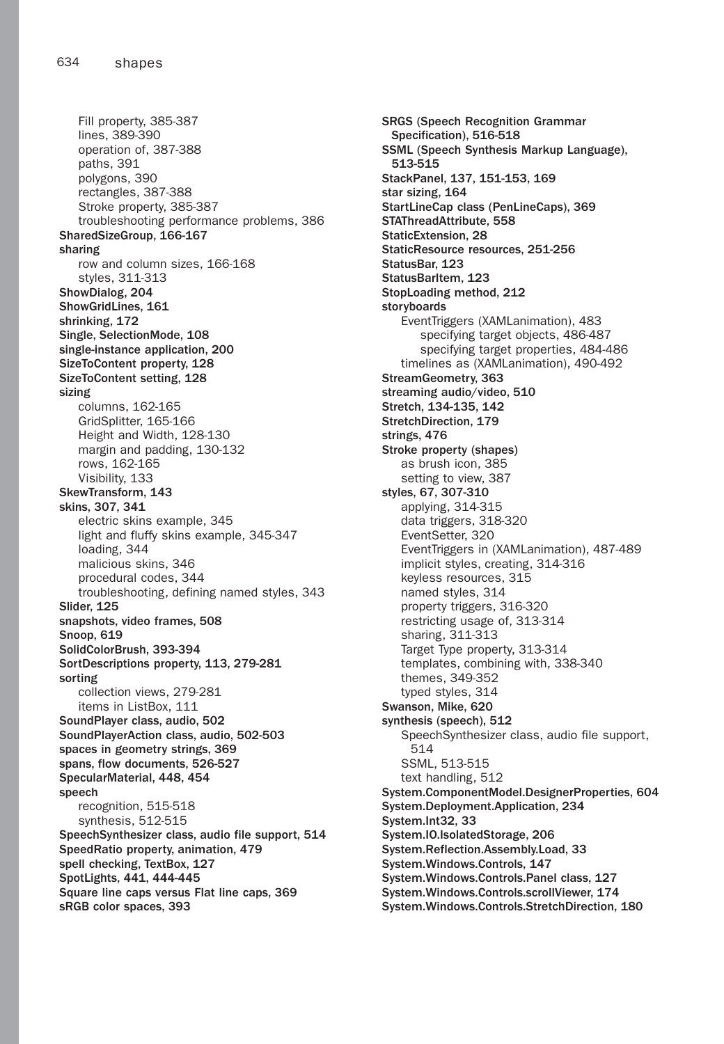Fill property, 385-387
  lines, 389-390
  operation of, 387-388
  paths, 391
  polygons, 390
  rectangles, 387-388
  Stroke property, 385-387
  troubleshooting performance problems, 386

**SharedSizeGroup, 166-167**

**sharing**
  row and column sizes, 166-168
  styles, 311-313

**ShowDialog, 204**

**ShowGridLines, 161**

**shrinking, 172**

**Single, SelectionMode, 108**

**single-instance application, 200**

**SizeToContent property, 128**

**SizeToContent setting, 128**

**sizing**
  columns, 162-165
  GridSplitter, 165-166
  Height and Width, 128-130
  margin and padding, 130-132
  rows, 162-165
  Visibility, 133

**SkewTransform, 143**

**skins, 307, 341**
  electric skins example, 345
  light and fluffy skins example, 345-347
  loading, 344
  malicious skins, 346
  procedural codes, 344
  troubleshooting, defining named styles, 343

**Slider, 125**

**snapshots, video frames, 508**

**Snoop, 619**

**SolidColorBrush, 393-394**

**SortDescriptions property, 113, 279-281**

**sorting**
  collection views, 279-281
  items in ListBox, 111

**SoundPlayer class, audio, 502**

**SoundPlayerAction class, audio, 502-503**

**spaces in geometry strings, 369**

**spans, flow documents, 526-527**

**SpecularMaterial, 448, 454**

**speech**
  recognition, 515-518
  synthesis, 512-515

**SpeechSynthesizer class, audio file support, 514**

**SpeedRatio property, animation, 479**

**spell checking, TextBox, 127**

**SpotLights, 441, 444-445**

**Square line caps versus Flat line caps, 369**

**sRGB color spaces, 393**

**SRGS (Speech Recognition Grammar Specification), 516-518**

**SSML (Speech Synthesis Markup Language), 513-515**

**StackPanel, 137, 151-153, 169**

**star sizing, 164**

**StartLineCap class (PenLineCaps), 369**

**STAThreadAttribute, 558**

**StaticExtension, 28**

**StaticResource resources, 251-256**

**StatusBar, 123**

**StatusBarItem, 123**

**StopLoading method, 212**

**storyboards**
  EventTriggers (XAMLanimation), 483
    specifying target objects, 486-487
    specifying target properties, 484-486
  timelines as (XAMLanimation), 490-492

**StreamGeometry, 363**

**streaming audio/video, 510**

**Stretch, 134-135, 142**

**StretchDirection, 179**

**strings, 476**

**Stroke property (shapes)**
  as brush icon, 385
  setting to view, 387

**styles, 67, 307-310**
  applying, 314-315
  data triggers, 318-320
  EventSetter, 320
  EventTriggers in (XAMLanimation), 487-489
  implicit styles, creating, 314-316
  keyless resources, 315
  named styles, 314
  property triggers, 316-320
  restricting usage of, 313-314
  sharing, 311-313
  Target Type property, 313-314
  templates, combining with, 338-340
  themes, 349-352
  typed styles, 314

**Swanson, Mike, 620**

**synthesis (speech), 512**
  SpeechSynthesizer class, audio file support, 514
  SSML, 513-515
  text handling, 512

**System.ComponentModel.DesignerProperties, 604**

**System.Deployment.Application, 234**

**System.Int32, 33**

**System.IO.IsolatedStorage, 206**

**System.Reflection.Assembly.Load, 33**

**System.Windows.Controls, 147**

**System.Windows.Controls.Panel class, 127**

**System.Windows.Controls.scrollViewer, 174**

**System.Windows.Controls.StretchDirection, 180**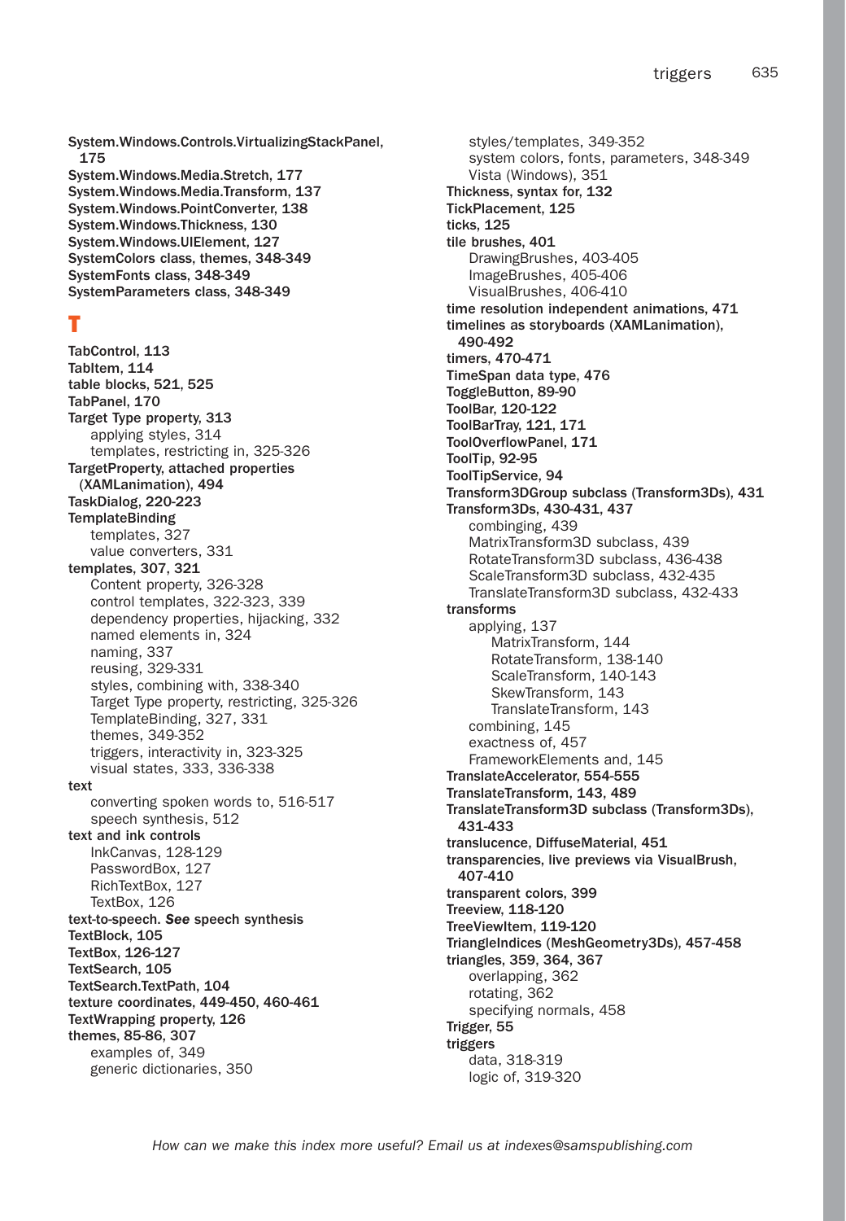**System.Windows.Controls.VirtualizingStackPanel, 175**
**System.Windows.Media.Stretch, 177**
**System.Windows.Media.Transform, 137**
**System.Windows.PointConverter, 138**
**System.Windows.Thickness, 130**
**System.Windows.UIElement, 127**
**SystemColors class, themes, 348-349**
**SystemFonts class, 348-349**
**SystemParameters class, 348-349**

## T

**TabControl, 113**
**TabItem, 114**
**table blocks, 521, 525**
**TabPanel, 170**
**Target Type property, 313**
- applying styles, 314
- templates, restricting in, 325-326

**TargetProperty, attached properties (XAMLanimation), 494**
**TaskDialog, 220-223**
**TemplateBinding**
- templates, 327
- value converters, 331

**templates, 307, 321**
- Content property, 326-328
- control templates, 322-323, 339
- dependency properties, hijacking, 332
- named elements in, 324
- naming, 337
- reusing, 329-331
- styles, combining with, 338-340
- Target Type property, restricting, 325-326
- TemplateBinding, 327, 331
- themes, 349-352
- triggers, interactivity in, 323-325
- visual states, 333, 336-338

**text**
- converting spoken words to, 516-517
- speech synthesis, 512

**text and ink controls**
- InkCanvas, 128-129
- PasswordBox, 127
- RichTextBox, 127
- TextBox, 126

**text-to-speech.** ***See*** **speech synthesis**
**TextBlock, 105**
**TextBox, 126-127**
**TextSearch, 105**
**TextSearch.TextPath, 104**
**texture coordinates, 449-450, 460-461**
**TextWrapping property, 126**
**themes, 85-86, 307**
- examples of, 349
- generic dictionaries, 350
- styles/templates, 349-352
- system colors, fonts, parameters, 348-349
- Vista (Windows), 351

**Thickness, syntax for, 132**
**TickPlacement, 125**
**ticks, 125**
**tile brushes, 401**
- DrawingBrushes, 403-405
- ImageBrushes, 405-406
- VisualBrushes, 406-410

**time resolution independent animations, 471**
**timelines as storyboards (XAMLanimation), 490-492**
**timers, 470-471**
**TimeSpan data type, 476**
**ToggleButton, 89-90**
**ToolBar, 120-122**
**ToolBarTray, 121, 171**
**ToolOverflowPanel, 171**
**ToolTip, 92-95**
**ToolTipService, 94**
**Transform3DGroup subclass (Transform3Ds), 431**
**Transform3Ds, 430-431, 437**
- combinging, 439
- MatrixTransform3D subclass, 439
- RotateTransform3D subclass, 436-438
- ScaleTransform3D subclass, 432-435
- TranslateTransform3D subclass, 432-433

**transforms**
- applying, 137
  - MatrixTransform, 144
  - RotateTransform, 138-140
  - ScaleTransform, 140-143
  - SkewTransform, 143
  - TranslateTransform, 143
- combining, 145
- exactness of, 457
- FrameworkElements and, 145

**TranslateAccelerator, 554-555**
**TranslateTransform, 143, 489**
**TranslateTransform3D subclass (Transform3Ds), 431-433**
**translucence, DiffuseMaterial, 451**
**transparencies, live previews via VisualBrush, 407-410**
**transparent colors, 399**
**Treeview, 118-120**
**TreeViewItem, 119-120**
**TriangleIndices (MeshGeometry3Ds), 457-458**
**triangles, 359, 364, 367**
- overlapping, 362
- rotating, 362
- specifying normals, 458

**Trigger, 55**
**triggers**
- data, 318-319
- logic of, 319-320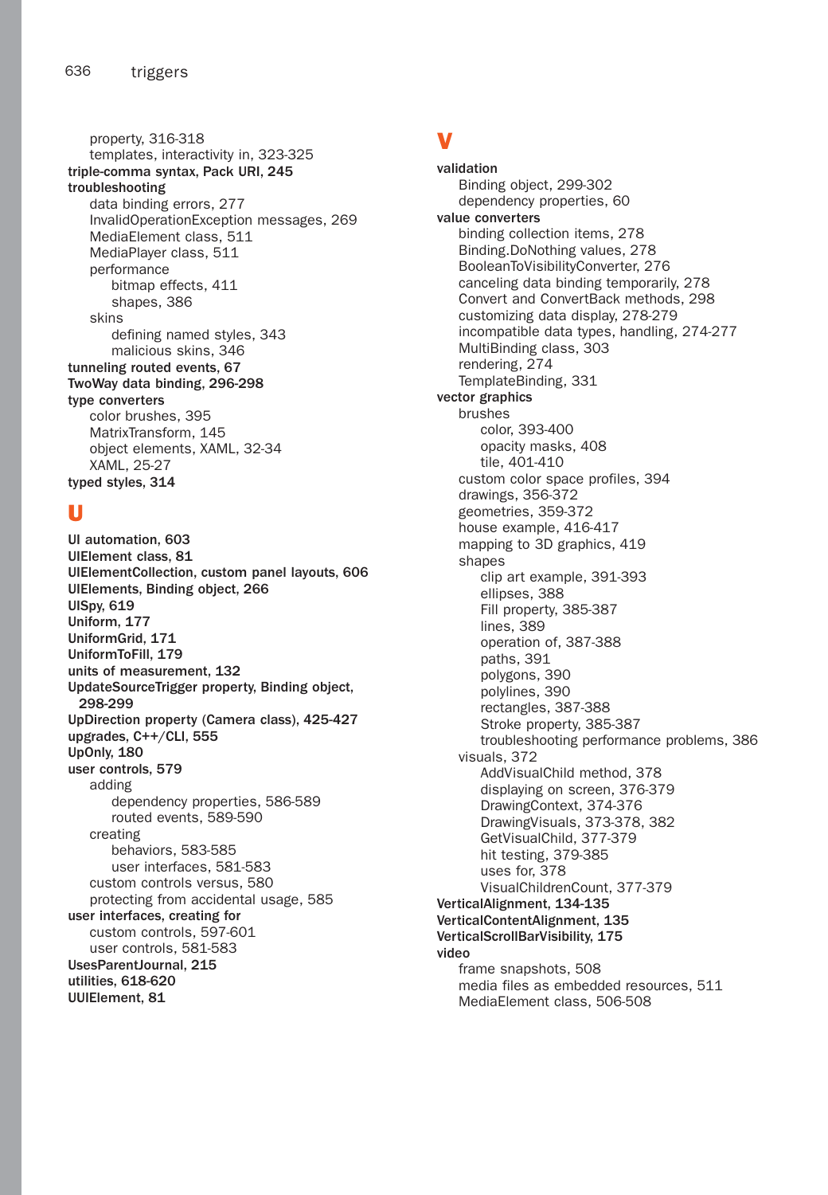property, 316-318
    templates, interactivity in, 323-325

**triple-comma syntax, Pack URI, 245**

**troubleshooting**
- data binding errors, 277
- InvalidOperationException messages, 269
- MediaElement class, 511
- MediaPlayer class, 511
- performance
    - bitmap effects, 411
    - shapes, 386
- skins
    - defining named styles, 343
    - malicious skins, 346

**tunneling routed events, 67**

**TwoWay data binding, 296-298**

**type converters**
- color brushes, 395
- MatrixTransform, 145
- object elements, XAML, 32-34
- XAML, 25-27

**typed styles, 314**

## U

**UI automation, 603**

**UIElement class, 81**

**UIElementCollection, custom panel layouts, 606**

**UIElements, Binding object, 266**

**UISpy, 619**

**Uniform, 177**

**UniformGrid, 171**

**UniformToFill, 179**

**units of measurement, 132**

**UpdateSourceTrigger property, Binding object, 298-299**

**UpDirection property (Camera class), 425-427**

**upgrades, C++/CLI, 555**

**UpOnly, 180**

**user controls, 579**
- adding
    - dependency properties, 586-589
    - routed events, 589-590
- creating
    - behaviors, 583-585
    - user interfaces, 581-583
- custom controls versus, 580
- protecting from accidental usage, 585

**user interfaces, creating for**
- custom controls, 597-601
- user controls, 581-583

**UsesParentJournal, 215**

**utilities, 618-620**

**UUIElement, 81**

## V

**validation**
- Binding object, 299-302
- dependency properties, 60

**value converters**
- binding collection items, 278
- Binding.DoNothing values, 278
- BooleanToVisibilityConverter, 276
- canceling data binding temporarily, 278
- Convert and ConvertBack methods, 298
- customizing data display, 278-279
- incompatible data types, handling, 274-277
- MultiBinding class, 303
- rendering, 274
- TemplateBinding, 331

**vector graphics**
- brushes
    - color, 393-400
    - opacity masks, 408
    - tile, 401-410
- custom color space profiles, 394
- drawings, 356-372
- geometries, 359-372
- house example, 416-417
- mapping to 3D graphics, 419
- shapes
    - clip art example, 391-393
    - ellipses, 388
    - Fill property, 385-387
    - lines, 389
    - operation of, 387-388
    - paths, 391
    - polygons, 390
    - polylines, 390
    - rectangles, 387-388
    - Stroke property, 385-387
    - troubleshooting performance problems, 386
- visuals, 372
    - AddVisualChild method, 378
    - displaying on screen, 376-379
    - DrawingContext, 374-376
    - DrawingVisuals, 373-378, 382
    - GetVisualChild, 377-379
    - hit testing, 379-385
    - uses for, 378
    - VisualChildrenCount, 377-379

**VerticalAlignment, 134-135**

**VerticalContentAlignment, 135**

**VerticalScrollBarVisibility, 175**

**video**
- frame snapshots, 508
- media files as embedded resources, 511
- MediaElement class, 506-508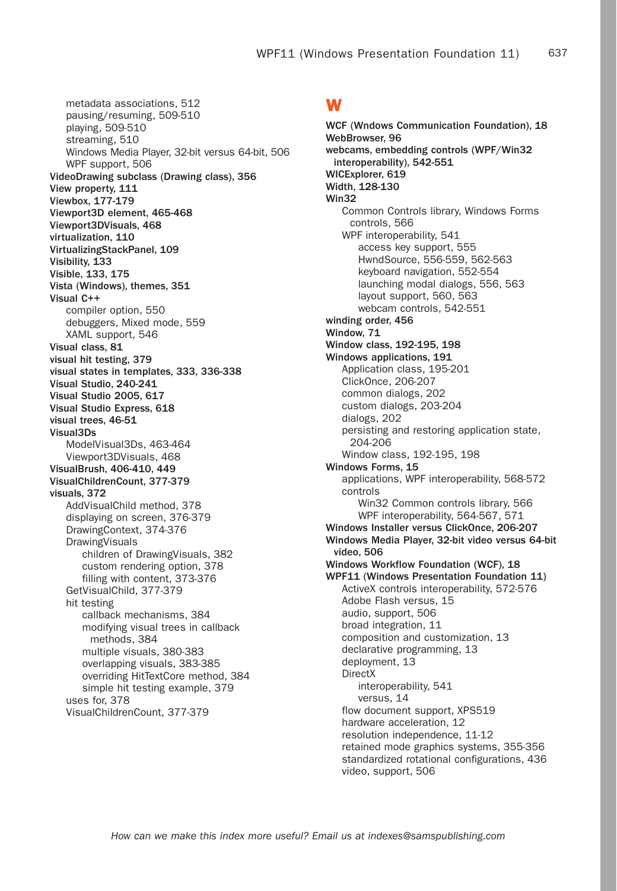metadata associations, 512
pausing/resuming, 509-510
playing, 509-510
streaming, 510
Windows Media Player, 32-bit versus 64-bit, 506
WPF support, 506

**VideoDrawing subclass (Drawing class), 356**
**View property, 111**
**Viewbox, 177-179**
**Viewport3D element, 465-468**
**Viewport3DVisuals, 468**
**virtualization, 110**
**VirtualizingStackPanel, 109**
**Visibility, 133**
**Visible, 133, 175**
**Vista (Windows), themes, 351**
**Visual C++**
compiler option, 550
debuggers, Mixed mode, 559
XAML support, 546

**Visual class, 81**
**visual hit testing, 379**
**visual states in templates, 333, 336-338**
**Visual Studio, 240-241**
**Visual Studio 2005, 617**
**Visual Studio Express, 618**
**visual trees, 46-51**
**Visual3Ds**
ModelVisual3Ds, 463-464
Viewport3DVisuals, 468

**VisualBrush, 406-410, 449**
**VisualChildrenCount, 377-379**
**visuals, 372**
AddVisualChild method, 378
displaying on screen, 376-379
DrawingContext, 374-376
DrawingVisuals
children of DrawingVisuals, 382
custom rendering option, 378
filling with content, 373-376
GetVisualChild, 377-379
hit testing
callback mechanisms, 384
modifying visual trees in callback methods, 384
multiple visuals, 380-383
overlapping visuals, 383-385
overriding HitTextCore method, 384
simple hit testing example, 379
uses for, 378
VisualChildrenCount, 377-379

## W

**WCF (Wndows Communication Foundation), 18**
**WebBrowser, 96**
**webcams, embedding controls (WPF/Win32 interoperability), 542-551**
**WICExplorer, 619**
**Width, 128-130**
**Win32**
Common Controls library, Windows Forms controls, 566
WPF interoperability, 541
access key support, 555
HwndSource, 556-559, 562-563
keyboard navigation, 552-554
launching modal dialogs, 556, 563
layout support, 560, 563
webcam controls, 542-551

**winding order, 456**
**Window, 71**
**Window class, 192-195, 198**
**Windows applications, 191**
Application class, 195-201
ClickOnce, 206-207
common dialogs, 202
custom dialogs, 203-204
dialogs, 202
persisting and restoring application state, 204-206
Window class, 192-195, 198

**Windows Forms, 15**
applications, WPF interoperability, 568-572
controls
Win32 Common controls library, 566
WPF interoperability, 564-567, 571

**Windows Installer versus ClickOnce, 206-207**
**Windows Media Player, 32-bit video versus 64-bit video, 506**
**Windows Workflow Foundation (WCF), 18**
**WPF11 (Windows Presentation Foundation 11)**
ActiveX controls interoperability, 572-576
Adobe Flash versus, 15
audio, support, 506
broad integration, 11
composition and customization, 13
declarative programming, 13
deployment, 13
DirectX
interoperability, 541
versus, 14
flow document support, XPS519
hardware acceleration, 12
resolution independence, 11-12
retained mode graphics systems, 355-356
standardized rotational configurations, 436
video, support, 506

*How can we make this index more useful? Email us at indexes@samspublishing.com*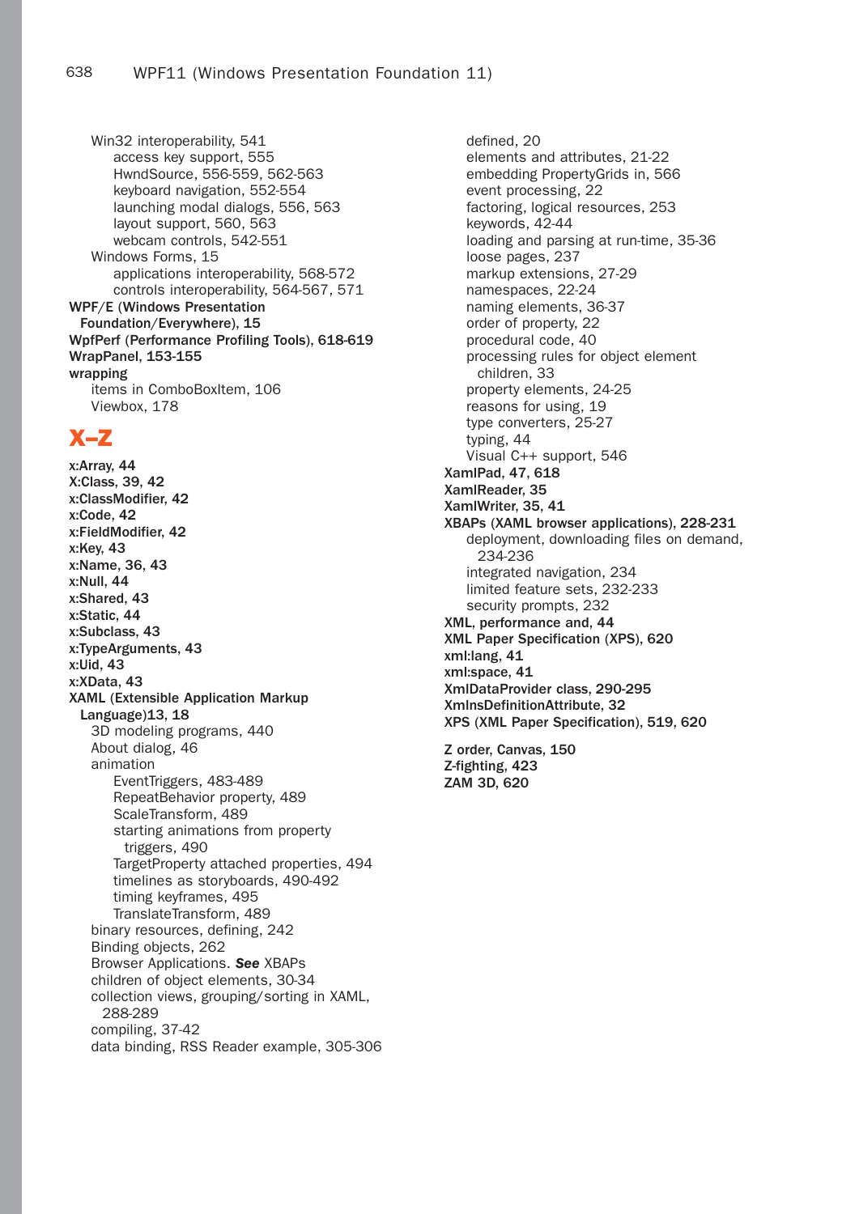Win32 interoperability, 541
  - access key support, 555
  - HwndSource, 556-559, 562-563
  - keyboard navigation, 552-554
  - launching modal dialogs, 556, 563
  - layout support, 560, 563
  - webcam controls, 542-551

Windows Forms, 15
  - applications interoperability, 568-572
  - controls interoperability, 564-567, 571

**WPF/E (Windows Presentation Foundation/Everywhere), 15**

**WpfPerf (Performance Profiling Tools), 618-619**

**WrapPanel, 153-155**

**wrapping**
  - items in ComboBoxItem, 106
  - Viewbox, 178

## X–Z

**x:Array, 44**

**X:Class, 39, 42**

**x:ClassModifier, 42**

**x:Code, 42**

**x:FieldModifier, 42**

**x:Key, 43**

**x:Name, 36, 43**

**x:Null, 44**

**x:Shared, 43**

**x:Static, 44**

**x:Subclass, 43**

**x:TypeArguments, 43**

**x:Uid, 43**

**x:XData, 43**

**XAML (Extensible Application Markup Language)13, 18**
  - 3D modeling programs, 440
  - About dialog, 46
  - animation
    - EventTriggers, 483-489
    - RepeatBehavior property, 489
    - ScaleTransform, 489
    - starting animations from property triggers, 490
    - TargetProperty attached properties, 494
    - timelines as storyboards, 490-492
    - timing keyframes, 495
    - TranslateTransform, 489
  - binary resources, defining, 242
  - Binding objects, 262
  - Browser Applications. ***See*** XBAPs
  - children of object elements, 30-34
  - collection views, grouping/sorting in XAML, 288-289
  - compiling, 37-42
  - data binding, RSS Reader example, 305-306
  - defined, 20
  - elements and attributes, 21-22
  - embedding PropertyGrids in, 566
  - event processing, 22
  - factoring, logical resources, 253
  - keywords, 42-44
  - loading and parsing at run-time, 35-36
  - loose pages, 237
  - markup extensions, 27-29
  - namespaces, 22-24
  - naming elements, 36-37
  - order of property, 22
  - procedural code, 40
  - processing rules for object element children, 33
  - property elements, 24-25
  - reasons for using, 19
  - type converters, 25-27
  - typing, 44
  - Visual C++ support, 546

**XamlPad, 47, 618**

**XamlReader, 35**

**XamlWriter, 35, 41**

**XBAPs (XAML browser applications), 228-231**
  - deployment, downloading files on demand, 234-236
  - integrated navigation, 234
  - limited feature sets, 232-233
  - security prompts, 232

**XML, performance and, 44**

**XML Paper Specification (XPS), 620**

**xml:lang, 41**

**xml:space, 41**

**XmlDataProvider class, 290-295**

**XmlnsDefinitionAttribute, 32**

**XPS (XML Paper Specification), 519, 620**

**Z order, Canvas, 150**

**Z-fighting, 423**

**ZAM 3D, 620**